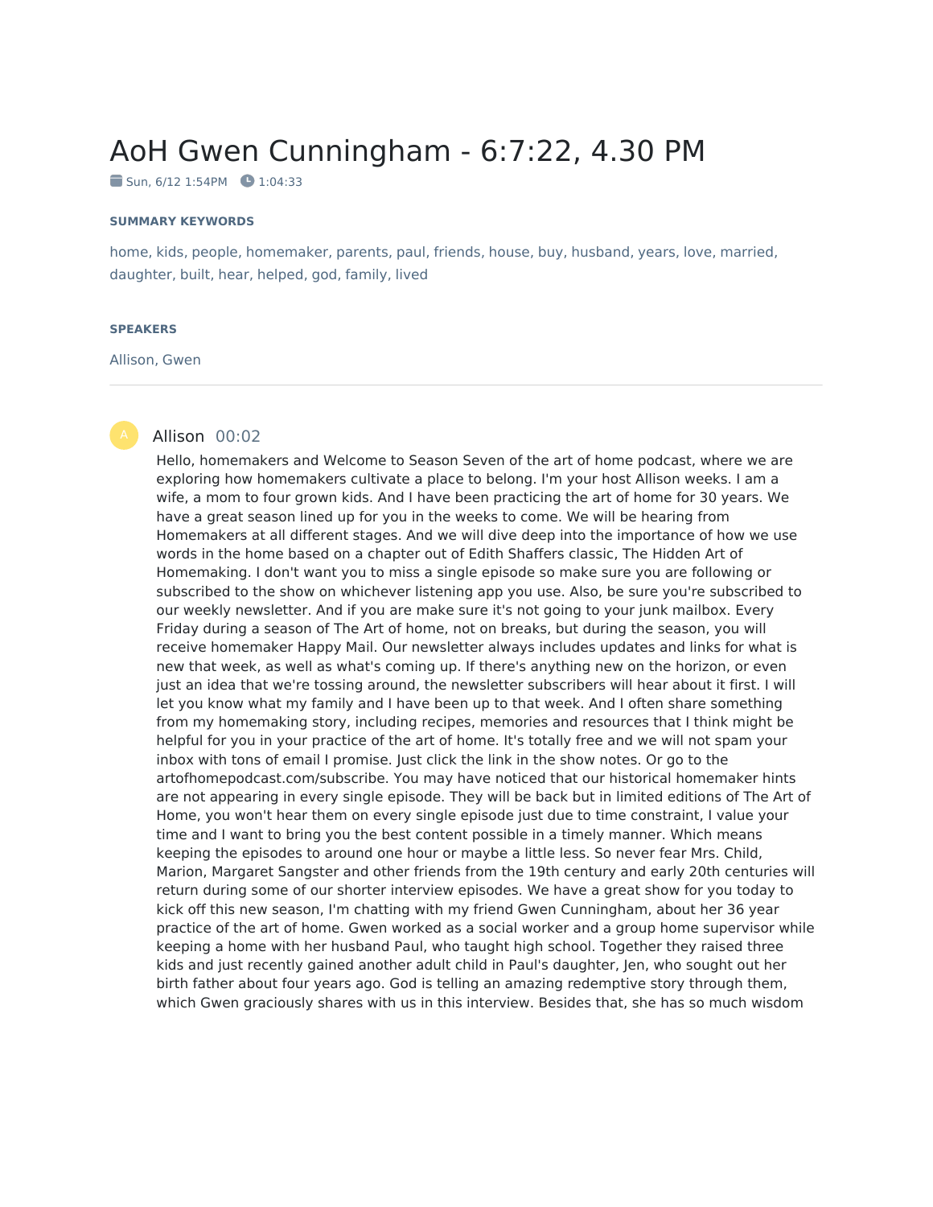# AoH Gwen Cunningham - 6:7:22, 4.30 PM

Sun, 6/12 1:54PM 1:04:33

**SUMMARY KEYWORDS**

home, kids, people, homemaker, parents, paul, friends, house, buy, husband, years, love, married, daughter, built, hear, helped, god, family, lived

**SPEAKERS**

Allison, Gwen

---

**Allison** 00:02

Hello, homemakers and Welcome to Season Seven of the art of home podcast, where we are exploring how homemakers cultivate a place to belong. I'm your host Allison weeks. I am a wife, a mom to four grown kids. And I have been practicing the art of home for 30 years. We have a great season lined up for you in the weeks to come. We will be hearing from Homemakers at all different stages. And we will dive deep into the importance of how we use words in the home based on a chapter out of Edith Shaffers classic, The Hidden Art of Homemaking. I don't want you to miss a single episode so make sure you are following or subscribed to the show on whichever listening app you use. Also, be sure you're subscribed to our weekly newsletter. And if you are make sure it's not going to your junk mailbox. Every Friday during a season of The Art of home, not on breaks, but during the season, you will receive homemaker Happy Mail. Our newsletter always includes updates and links for what is new that week, as well as what's coming up. If there's anything new on the horizon, or even just an idea that we're tossing around, the newsletter subscribers will hear about it first. I will let you know what my family and I have been up to that week. And I often share something from my homemaking story, including recipes, memories and resources that I think might be helpful for you in your practice of the art of home. It's totally free and we will not spam your inbox with tons of email I promise. Just click the link in the show notes. Or go to the artofhomepodcast.com/subscribe. You may have noticed that our historical homemaker hints are not appearing in every single episode. They will be back but in limited editions of The Art of Home, you won't hear them on every single episode just due to time constraint, I value your time and I want to bring you the best content possible in a timely manner. Which means keeping the episodes to around one hour or maybe a little less. So never fear Mrs. Child, Marion, Margaret Sangster and other friends from the 19th century and early 20th centuries will return during some of our shorter interview episodes. We have a great show for you today to kick off this new season, I'm chatting with my friend Gwen Cunningham, about her 36 year practice of the art of home. Gwen worked as a social worker and a group home supervisor while keeping a home with her husband Paul, who taught high school. Together they raised three kids and just recently gained another adult child in Paul's daughter, Jen, who sought out her birth father about four years ago. God is telling an amazing redemptive story through them, which Gwen graciously shares with us in this interview. Besides that, she has so much wisdom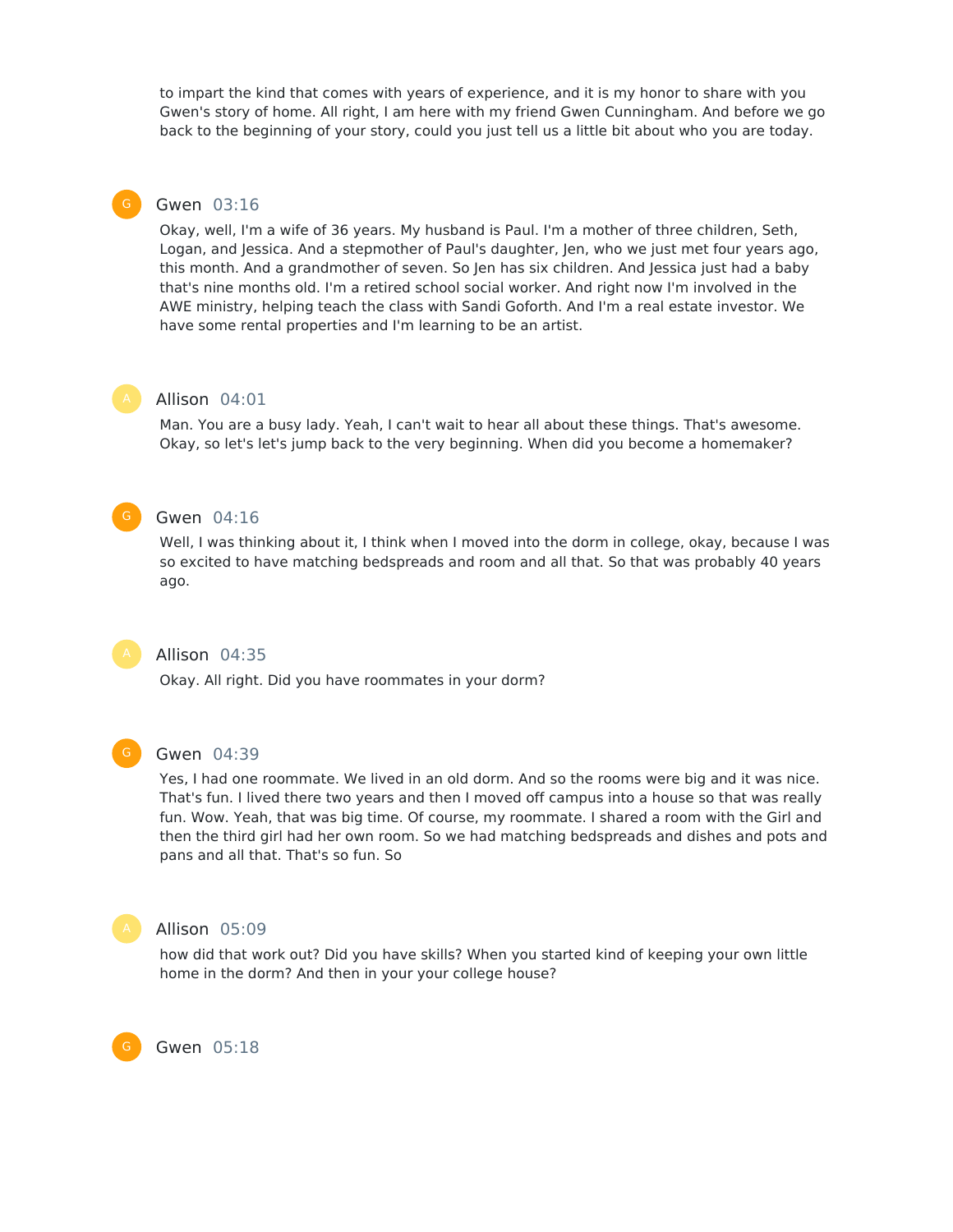to impart the kind that comes with years of experience, and it is my honor to share with you Gwen's story of home. All right, I am here with my friend Gwen Cunningham. And before we go back to the beginning of your story, could you just tell us a little bit about who you are today.

**Gwen** 03:16

Okay, well, I'm a wife of 36 years. My husband is Paul. I'm a mother of three children, Seth, Logan, and Jessica. And a stepmother of Paul's daughter, Jen, who we just met four years ago, this month. And a grandmother of seven. So Jen has six children. And Jessica just had a baby that's nine months old. I'm a retired school social worker. And right now I'm involved in the AWE ministry, helping teach the class with Sandi Goforth. And I'm a real estate investor. We have some rental properties and I'm learning to be an artist.

**Allison** 04:01

Man. You are a busy lady. Yeah, I can't wait to hear all about these things. That's awesome. Okay, so let's let's jump back to the very beginning. When did you become a homemaker?

**Gwen** 04:16

Well, I was thinking about it, I think when I moved into the dorm in college, okay, because I was so excited to have matching bedspreads and room and all that. So that was probably 40 years ago.

**Allison** 04:35

Okay. All right. Did you have roommates in your dorm?

**Gwen** 04:39

Yes, I had one roommate. We lived in an old dorm. And so the rooms were big and it was nice. That's fun. I lived there two years and then I moved off campus into a house so that was really fun. Wow. Yeah, that was big time. Of course, my roommate. I shared a room with the Girl and then the third girl had her own room. So we had matching bedspreads and dishes and pots and pans and all that. That's so fun. So

**Allison** 05:09

how did that work out? Did you have skills? When you started kind of keeping your own little home in the dorm? And then in your your college house?

**Gwen** 05:18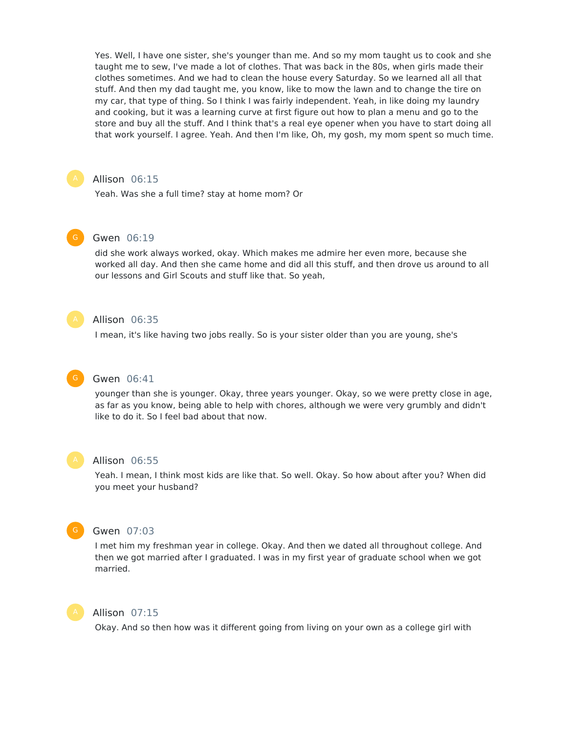Yes. Well, I have one sister, she's younger than me. And so my mom taught us to cook and she taught me to sew, I've made a lot of clothes. That was back in the 80s, when girls made their clothes sometimes. And we had to clean the house every Saturday. So we learned all all that stuff. And then my dad taught me, you know, like to mow the lawn and to change the tire on my car, that type of thing. So I think I was fairly independent. Yeah, in like doing my laundry and cooking, but it was a learning curve at first figure out how to plan a menu and go to the store and buy all the stuff. And I think that's a real eye opener when you have to start doing all that work yourself. I agree. Yeah. And then I'm like, Oh, my gosh, my mom spent so much time.

**Allison** 06:15

Yeah. Was she a full time? stay at home mom? Or

**Gwen** 06:19

did she work always worked, okay. Which makes me admire her even more, because she worked all day. And then she came home and did all this stuff, and then drove us around to all our lessons and Girl Scouts and stuff like that. So yeah,

**Allison** 06:35

I mean, it's like having two jobs really. So is your sister older than you are young, she's

**Gwen** 06:41

younger than she is younger. Okay, three years younger. Okay, so we were pretty close in age, as far as you know, being able to help with chores, although we were very grumbly and didn't like to do it. So I feel bad about that now.

**Allison** 06:55

Yeah. I mean, I think most kids are like that. So well. Okay. So how about after you? When did you meet your husband?

**Gwen** 07:03

I met him my freshman year in college. Okay. And then we dated all throughout college. And then we got married after I graduated. I was in my first year of graduate school when we got married.

**Allison** 07:15

Okay. And so then how was it different going from living on your own as a college girl with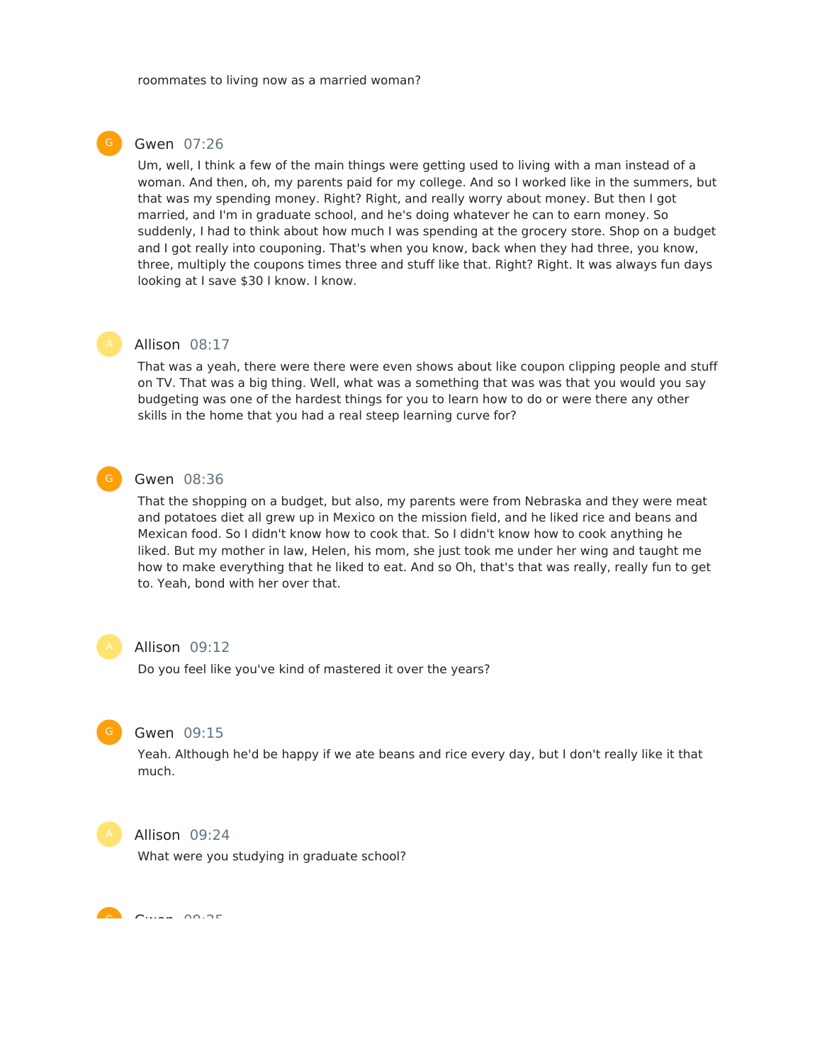roommates to living now as a married woman?

**Gwen** 07:26

Um, well, I think a few of the main things were getting used to living with a man instead of a woman. And then, oh, my parents paid for my college. And so I worked like in the summers, but that was my spending money. Right? Right, and really worry about money. But then I got married, and I'm in graduate school, and he's doing whatever he can to earn money. So suddenly, I had to think about how much I was spending at the grocery store. Shop on a budget and I got really into couponing. That's when you know, back when they had three, you know, three, multiply the coupons times three and stuff like that. Right? Right. It was always fun days looking at I save $30 I know. I know.

**Allison** 08:17

That was a yeah, there were there were even shows about like coupon clipping people and stuff on TV. That was a big thing. Well, what was a something that was was that you would you say budgeting was one of the hardest things for you to learn how to do or were there any other skills in the home that you had a real steep learning curve for?

**Gwen** 08:36

That the shopping on a budget, but also, my parents were from Nebraska and they were meat and potatoes diet all grew up in Mexico on the mission field, and he liked rice and beans and Mexican food. So I didn't know how to cook that. So I didn't know how to cook anything he liked. But my mother in law, Helen, his mom, she just took me under her wing and taught me how to make everything that he liked to eat. And so Oh, that's that was really, really fun to get to. Yeah, bond with her over that.

**Allison** 09:12

Do you feel like you've kind of mastered it over the years?

**Gwen** 09:15

Yeah. Although he'd be happy if we ate beans and rice every day, but I don't really like it that much.

**Allison** 09:24

What were you studying in graduate school?

**Gwen** 09:25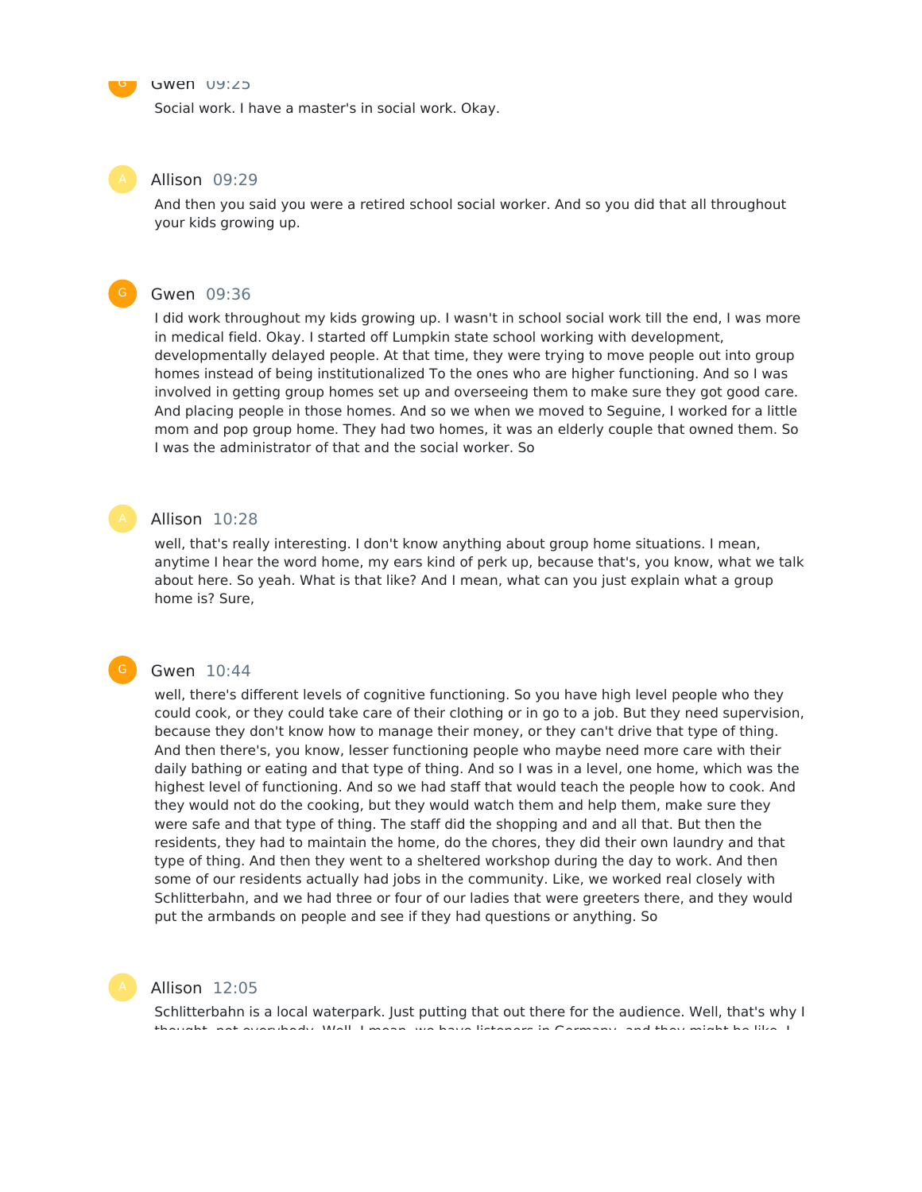**Gwen** 09:25

Social work. I have a master's in social work. Okay.

**Allison** 09:29

And then you said you were a retired school social worker. And so you did that all throughout your kids growing up.

**Gwen** 09:36

I did work throughout my kids growing up. I wasn't in school social work till the end, I was more in medical field. Okay. I started off Lumpkin state school working with development, developmentally delayed people. At that time, they were trying to move people out into group homes instead of being institutionalized To the ones who are higher functioning. And so I was involved in getting group homes set up and overseeing them to make sure they got good care. And placing people in those homes. And so we when we moved to Seguine, I worked for a little mom and pop group home. They had two homes, it was an elderly couple that owned them. So I was the administrator of that and the social worker. So

**Allison** 10:28

well, that's really interesting. I don't know anything about group home situations. I mean, anytime I hear the word home, my ears kind of perk up, because that's, you know, what we talk about here. So yeah. What is that like? And I mean, what can you just explain what a group home is? Sure,

**Gwen** 10:44

well, there's different levels of cognitive functioning. So you have high level people who they could cook, or they could take care of their clothing or in go to a job. But they need supervision, because they don't know how to manage their money, or they can't drive that type of thing. And then there's, you know, lesser functioning people who maybe need more care with their daily bathing or eating and that type of thing. And so I was in a level, one home, which was the highest level of functioning. And so we had staff that would teach the people how to cook. And they would not do the cooking, but they would watch them and help them, make sure they were safe and that type of thing. The staff did the shopping and and all that. But then the residents, they had to maintain the home, do the chores, they did their own laundry and that type of thing. And then they went to a sheltered workshop during the day to work. And then some of our residents actually had jobs in the community. Like, we worked real closely with Schlitterbahn, and we had three or four of our ladies that were greeters there, and they would put the armbands on people and see if they had questions or anything. So

**Allison** 12:05

Schlitterbahn is a local waterpark. Just putting that out there for the audience. Well, that's why I thought, not everybody. Well, I mean, we have listeners in Germany, and they might be like, I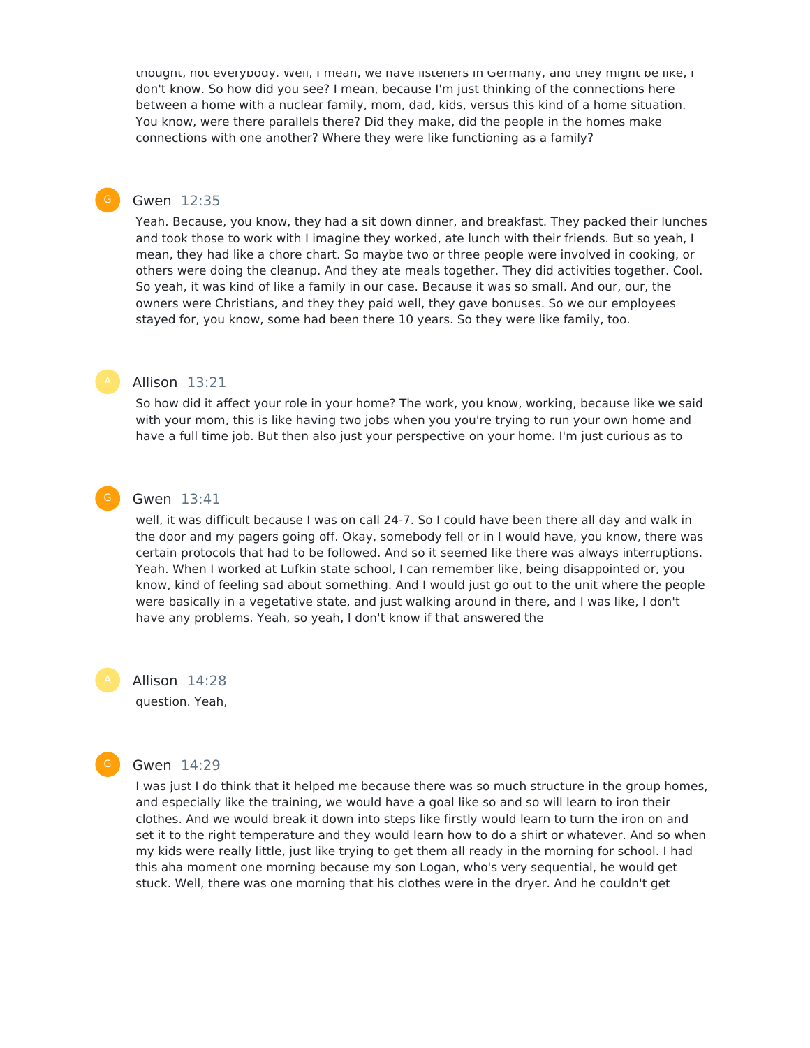thought, not everybody. Well, I mean, we have listeners in Germany, and they might be like, I don't know. So how did you see? I mean, because I'm just thinking of the connections here between a home with a nuclear family, mom, dad, kids, versus this kind of a home situation. You know, were there parallels there? Did they make, did the people in the homes make connections with one another? Where they were like functioning as a family?

**Gwen** 12:35

Yeah. Because, you know, they had a sit down dinner, and breakfast. They packed their lunches and took those to work with I imagine they worked, ate lunch with their friends. But so yeah, I mean, they had like a chore chart. So maybe two or three people were involved in cooking, or others were doing the cleanup. And they ate meals together. They did activities together. Cool. So yeah, it was kind of like a family in our case. Because it was so small. And our, our, the owners were Christians, and they they paid well, they gave bonuses. So we our employees stayed for, you know, some had been there 10 years. So they were like family, too.

**Allison** 13:21

So how did it affect your role in your home? The work, you know, working, because like we said with your mom, this is like having two jobs when you you're trying to run your own home and have a full time job. But then also just your perspective on your home. I'm just curious as to

**Gwen** 13:41

well, it was difficult because I was on call 24-7. So I could have been there all day and walk in the door and my pagers going off. Okay, somebody fell or in I would have, you know, there was certain protocols that had to be followed. And so it seemed like there was always interruptions. Yeah. When I worked at Lufkin state school, I can remember like, being disappointed or, you know, kind of feeling sad about something. And I would just go out to the unit where the people were basically in a vegetative state, and just walking around in there, and I was like, I don't have any problems. Yeah, so yeah, I don't know if that answered the

**Allison** 14:28

question. Yeah,

**Gwen** 14:29

I was just I do think that it helped me because there was so much structure in the group homes, and especially like the training, we would have a goal like so and so will learn to iron their clothes. And we would break it down into steps like firstly would learn to turn the iron on and set it to the right temperature and they would learn how to do a shirt or whatever. And so when my kids were really little, just like trying to get them all ready in the morning for school. I had this aha moment one morning because my son Logan, who's very sequential, he would get stuck. Well, there was one morning that his clothes were in the dryer. And he couldn't get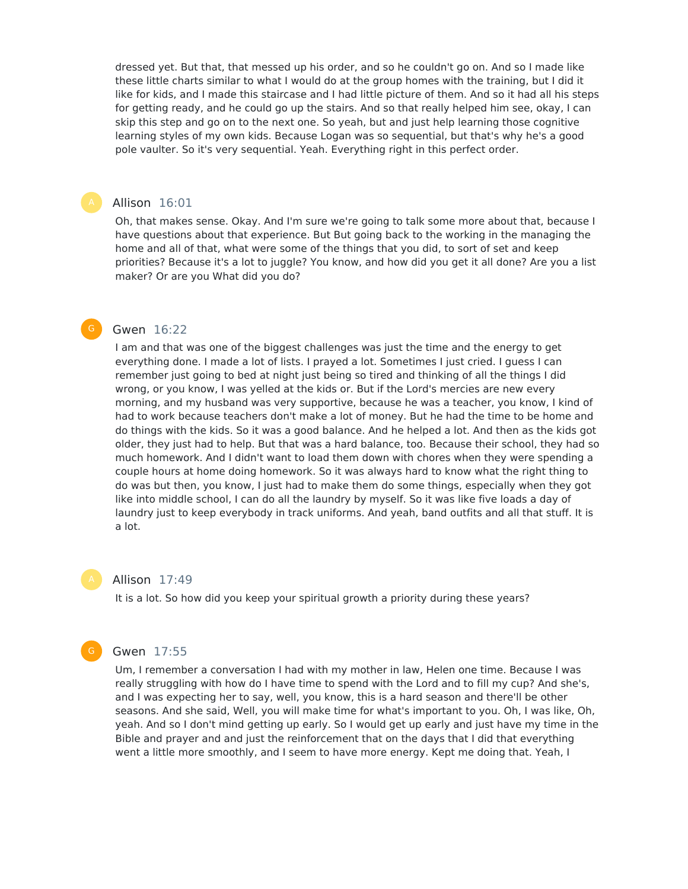dressed yet. But that, that messed up his order, and so he couldn't go on. And so I made like these little charts similar to what I would do at the group homes with the training, but I did it like for kids, and I made this staircase and I had little picture of them. And so it had all his steps for getting ready, and he could go up the stairs. And so that really helped him see, okay, I can skip this step and go on to the next one. So yeah, but and just help learning those cognitive learning styles of my own kids. Because Logan was so sequential, but that's why he's a good pole vaulter. So it's very sequential. Yeah. Everything right in this perfect order.

**Allison** 16:01

Oh, that makes sense. Okay. And I'm sure we're going to talk some more about that, because I have questions about that experience. But But going back to the working in the managing the home and all of that, what were some of the things that you did, to sort of set and keep priorities? Because it's a lot to juggle? You know, and how did you get it all done? Are you a list maker? Or are you What did you do?

**Gwen** 16:22

I am and that was one of the biggest challenges was just the time and the energy to get everything done. I made a lot of lists. I prayed a lot. Sometimes I just cried. I guess I can remember just going to bed at night just being so tired and thinking of all the things I did wrong, or you know, I was yelled at the kids or. But if the Lord's mercies are new every morning, and my husband was very supportive, because he was a teacher, you know, I kind of had to work because teachers don't make a lot of money. But he had the time to be home and do things with the kids. So it was a good balance. And he helped a lot. And then as the kids got older, they just had to help. But that was a hard balance, too. Because their school, they had so much homework. And I didn't want to load them down with chores when they were spending a couple hours at home doing homework. So it was always hard to know what the right thing to do was but then, you know, I just had to make them do some things, especially when they got like into middle school, I can do all the laundry by myself. So it was like five loads a day of laundry just to keep everybody in track uniforms. And yeah, band outfits and all that stuff. It is a lot.

**Allison** 17:49

It is a lot. So how did you keep your spiritual growth a priority during these years?

**Gwen** 17:55

Um, I remember a conversation I had with my mother in law, Helen one time. Because I was really struggling with how do I have time to spend with the Lord and to fill my cup? And she's, and I was expecting her to say, well, you know, this is a hard season and there'll be other seasons. And she said, Well, you will make time for what's important to you. Oh, I was like, Oh, yeah. And so I don't mind getting up early. So I would get up early and just have my time in the Bible and prayer and and just the reinforcement that on the days that I did that everything went a little more smoothly, and I seem to have more energy. Kept me doing that. Yeah, I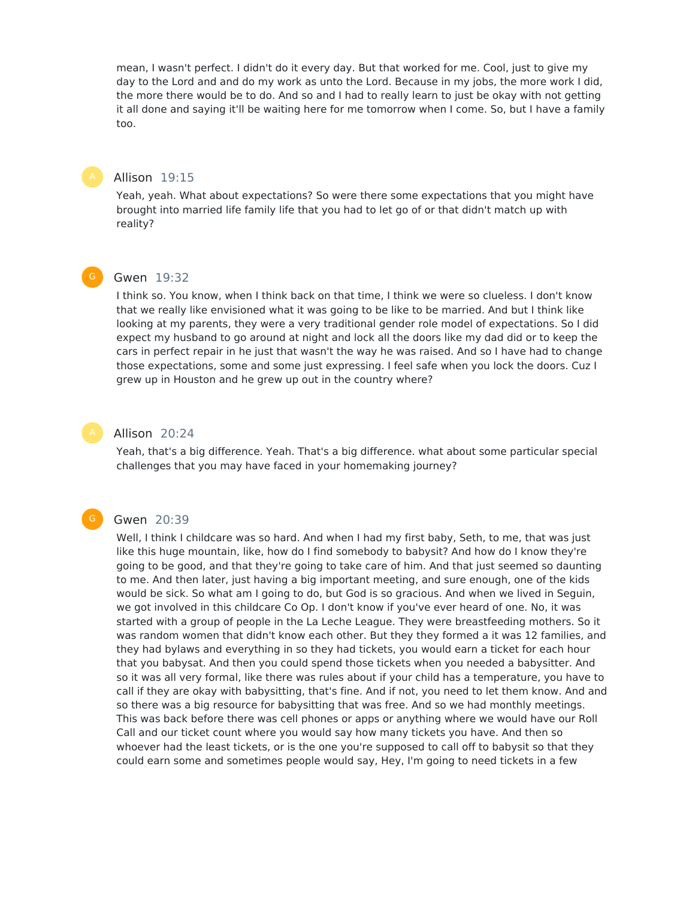mean, I wasn't perfect. I didn't do it every day. But that worked for me. Cool, just to give my day to the Lord and and do my work as unto the Lord. Because in my jobs, the more work I did, the more there would be to do. And so and I had to really learn to just be okay with not getting it all done and saying it'll be waiting here for me tomorrow when I come. So, but I have a family too.

**Allison** 19:15

Yeah, yeah. What about expectations? So were there some expectations that you might have brought into married life family life that you had to let go of or that didn't match up with reality?

**Gwen** 19:32

I think so. You know, when I think back on that time, I think we were so clueless. I don't know that we really like envisioned what it was going to be like to be married. And but I think like looking at my parents, they were a very traditional gender role model of expectations. So I did expect my husband to go around at night and lock all the doors like my dad did or to keep the cars in perfect repair in he just that wasn't the way he was raised. And so I have had to change those expectations, some and some just expressing. I feel safe when you lock the doors. Cuz I grew up in Houston and he grew up out in the country where?

**Allison** 20:24

Yeah, that's a big difference. Yeah. That's a big difference. what about some particular special challenges that you may have faced in your homemaking journey?

**Gwen** 20:39

Well, I think I childcare was so hard. And when I had my first baby, Seth, to me, that was just like this huge mountain, like, how do I find somebody to babysit? And how do I know they're going to be good, and that they're going to take care of him. And that just seemed so daunting to me. And then later, just having a big important meeting, and sure enough, one of the kids would be sick. So what am I going to do, but God is so gracious. And when we lived in Seguin, we got involved in this childcare Co Op. I don't know if you've ever heard of one. No, it was started with a group of people in the La Leche League. They were breastfeeding mothers. So it was random women that didn't know each other. But they they formed a it was 12 families, and they had bylaws and everything in so they had tickets, you would earn a ticket for each hour that you babysat. And then you could spend those tickets when you needed a babysitter. And so it was all very formal, like there was rules about if your child has a temperature, you have to call if they are okay with babysitting, that's fine. And if not, you need to let them know. And and so there was a big resource for babysitting that was free. And so we had monthly meetings. This was back before there was cell phones or apps or anything where we would have our Roll Call and our ticket count where you would say how many tickets you have. And then so whoever had the least tickets, or is the one you're supposed to call off to babysit so that they could earn some and sometimes people would say, Hey, I'm going to need tickets in a few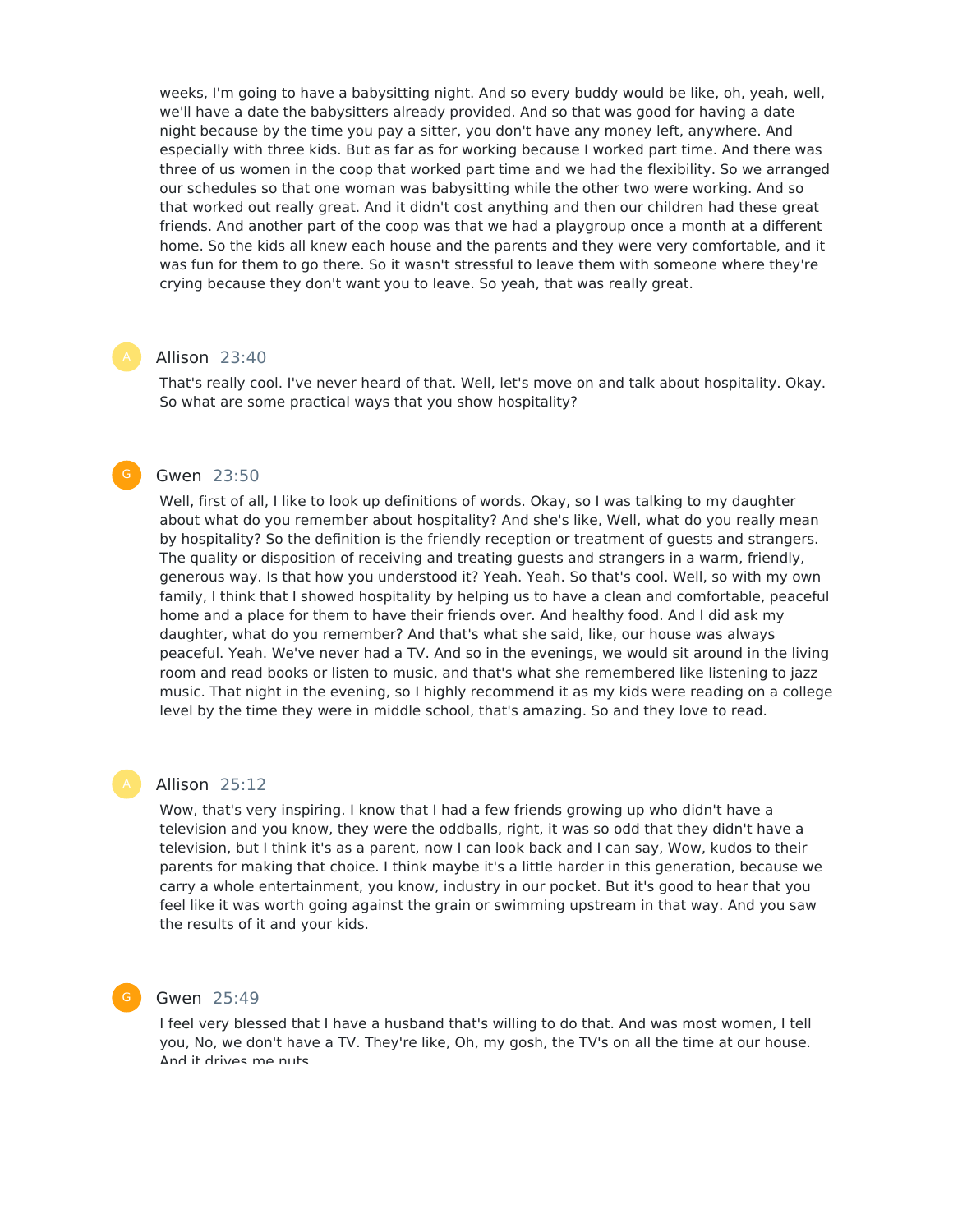weeks, I'm going to have a babysitting night. And so every buddy would be like, oh, yeah, well, we'll have a date the babysitters already provided. And so that was good for having a date night because by the time you pay a sitter, you don't have any money left, anywhere. And especially with three kids. But as far as for working because I worked part time. And there was three of us women in the coop that worked part time and we had the flexibility. So we arranged our schedules so that one woman was babysitting while the other two were working. And so that worked out really great. And it didn't cost anything and then our children had these great friends. And another part of the coop was that we had a playgroup once a month at a different home. So the kids all knew each house and the parents and they were very comfortable, and it was fun for them to go there. So it wasn't stressful to leave them with someone where they're crying because they don't want you to leave. So yeah, that was really great.

**Allison** 23:40

That's really cool. I've never heard of that. Well, let's move on and talk about hospitality. Okay. So what are some practical ways that you show hospitality?

**Gwen** 23:50

Well, first of all, I like to look up definitions of words. Okay, so I was talking to my daughter about what do you remember about hospitality? And she's like, Well, what do you really mean by hospitality? So the definition is the friendly reception or treatment of guests and strangers. The quality or disposition of receiving and treating guests and strangers in a warm, friendly, generous way. Is that how you understood it? Yeah. Yeah. So that's cool. Well, so with my own family, I think that I showed hospitality by helping us to have a clean and comfortable, peaceful home and a place for them to have their friends over. And healthy food. And I did ask my daughter, what do you remember? And that's what she said, like, our house was always peaceful. Yeah. We've never had a TV. And so in the evenings, we would sit around in the living room and read books or listen to music, and that's what she remembered like listening to jazz music. That night in the evening, so I highly recommend it as my kids were reading on a college level by the time they were in middle school, that's amazing. So and they love to read.

**Allison** 25:12

Wow, that's very inspiring. I know that I had a few friends growing up who didn't have a television and you know, they were the oddballs, right, it was so odd that they didn't have a television, but I think it's as a parent, now I can look back and I can say, Wow, kudos to their parents for making that choice. I think maybe it's a little harder in this generation, because we carry a whole entertainment, you know, industry in our pocket. But it's good to hear that you feel like it was worth going against the grain or swimming upstream in that way. And you saw the results of it and your kids.

**Gwen** 25:49

I feel very blessed that I have a husband that's willing to do that. And was most women, I tell you, No, we don't have a TV. They're like, Oh, my gosh, the TV's on all the time at our house. And it drives me nuts.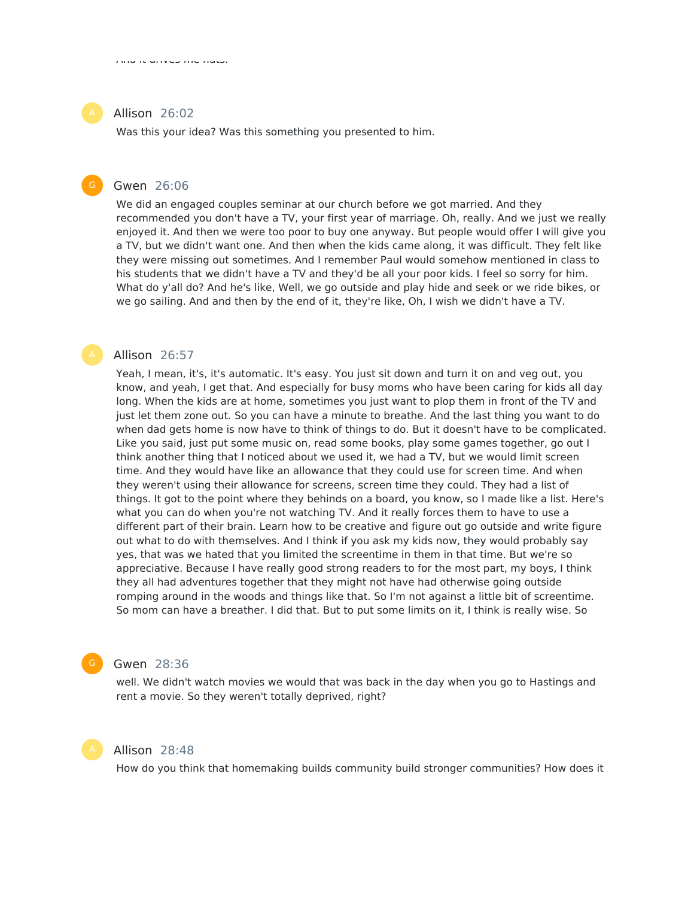And it drives me nuts.

**Allison** 26:02

Was this your idea? Was this something you presented to him.

**Gwen** 26:06

We did an engaged couples seminar at our church before we got married. And they recommended you don't have a TV, your first year of marriage. Oh, really. And we just we really enjoyed it. And then we were too poor to buy one anyway. But people would offer I will give you a TV, but we didn't want one. And then when the kids came along, it was difficult. They felt like they were missing out sometimes. And I remember Paul would somehow mentioned in class to his students that we didn't have a TV and they'd be all your poor kids. I feel so sorry for him. What do y'all do? And he's like, Well, we go outside and play hide and seek or we ride bikes, or we go sailing. And and then by the end of it, they're like, Oh, I wish we didn't have a TV.

**Allison** 26:57

Yeah, I mean, it's, it's automatic. It's easy. You just sit down and turn it on and veg out, you know, and yeah, I get that. And especially for busy moms who have been caring for kids all day long. When the kids are at home, sometimes you just want to plop them in front of the TV and just let them zone out. So you can have a minute to breathe. And the last thing you want to do when dad gets home is now have to think of things to do. But it doesn't have to be complicated. Like you said, just put some music on, read some books, play some games together, go out I think another thing that I noticed about we used it, we had a TV, but we would limit screen time. And they would have like an allowance that they could use for screen time. And when they weren't using their allowance for screens, screen time they could. They had a list of things. It got to the point where they behinds on a board, you know, so I made like a list. Here's what you can do when you're not watching TV. And it really forces them to have to use a different part of their brain. Learn how to be creative and figure out go outside and write figure out what to do with themselves. And I think if you ask my kids now, they would probably say yes, that was we hated that you limited the screentime in them in that time. But we're so appreciative. Because I have really good strong readers to for the most part, my boys, I think they all had adventures together that they might not have had otherwise going outside romping around in the woods and things like that. So I'm not against a little bit of screentime. So mom can have a breather. I did that. But to put some limits on it, I think is really wise. So

**Gwen** 28:36

well. We didn't watch movies we would that was back in the day when you go to Hastings and rent a movie. So they weren't totally deprived, right?

**Allison** 28:48

How do you think that homemaking builds community build stronger communities? How does it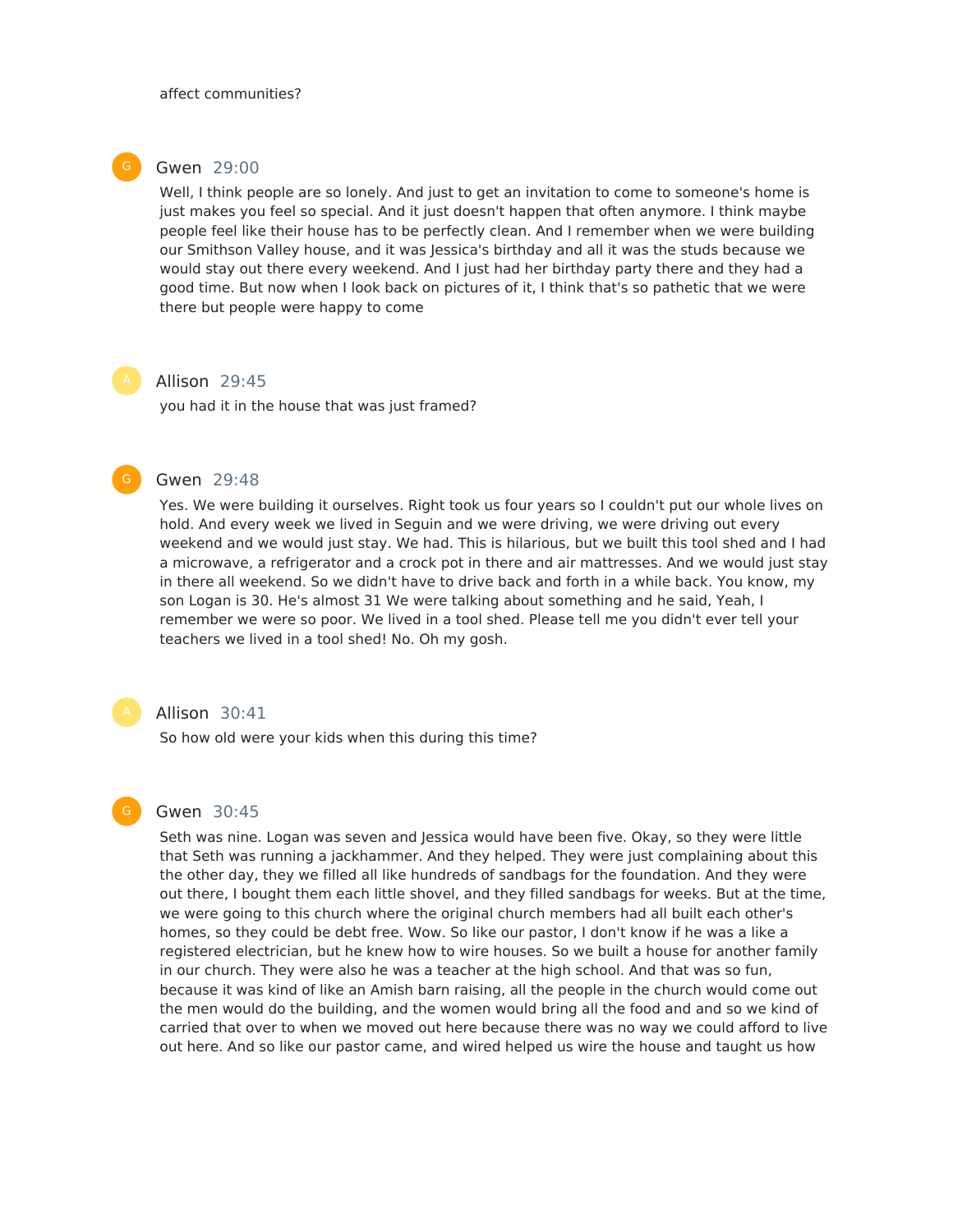affect communities?

**Gwen** 29:00

Well, I think people are so lonely. And just to get an invitation to come to someone's home is just makes you feel so special. And it just doesn't happen that often anymore. I think maybe people feel like their house has to be perfectly clean. And I remember when we were building our Smithson Valley house, and it was Jessica's birthday and all it was the studs because we would stay out there every weekend. And I just had her birthday party there and they had a good time. But now when I look back on pictures of it, I think that's so pathetic that we were there but people were happy to come

**Allison** 29:45

you had it in the house that was just framed?

**Gwen** 29:48

Yes. We were building it ourselves. Right took us four years so I couldn't put our whole lives on hold. And every week we lived in Seguin and we were driving, we were driving out every weekend and we would just stay. We had. This is hilarious, but we built this tool shed and I had a microwave, a refrigerator and a crock pot in there and air mattresses. And we would just stay in there all weekend. So we didn't have to drive back and forth in a while back. You know, my son Logan is 30. He's almost 31 We were talking about something and he said, Yeah, I remember we were so poor. We lived in a tool shed. Please tell me you didn't ever tell your teachers we lived in a tool shed! No. Oh my gosh.

**Allison** 30:41

So how old were your kids when this during this time?

**Gwen** 30:45

Seth was nine. Logan was seven and Jessica would have been five. Okay, so they were little that Seth was running a jackhammer. And they helped. They were just complaining about this the other day, they we filled all like hundreds of sandbags for the foundation. And they were out there, I bought them each little shovel, and they filled sandbags for weeks. But at the time, we were going to this church where the original church members had all built each other's homes, so they could be debt free. Wow. So like our pastor, I don't know if he was a like a registered electrician, but he knew how to wire houses. So we built a house for another family in our church. They were also he was a teacher at the high school. And that was so fun, because it was kind of like an Amish barn raising, all the people in the church would come out the men would do the building, and the women would bring all the food and and so we kind of carried that over to when we moved out here because there was no way we could afford to live out here. And so like our pastor came, and wired helped us wire the house and taught us how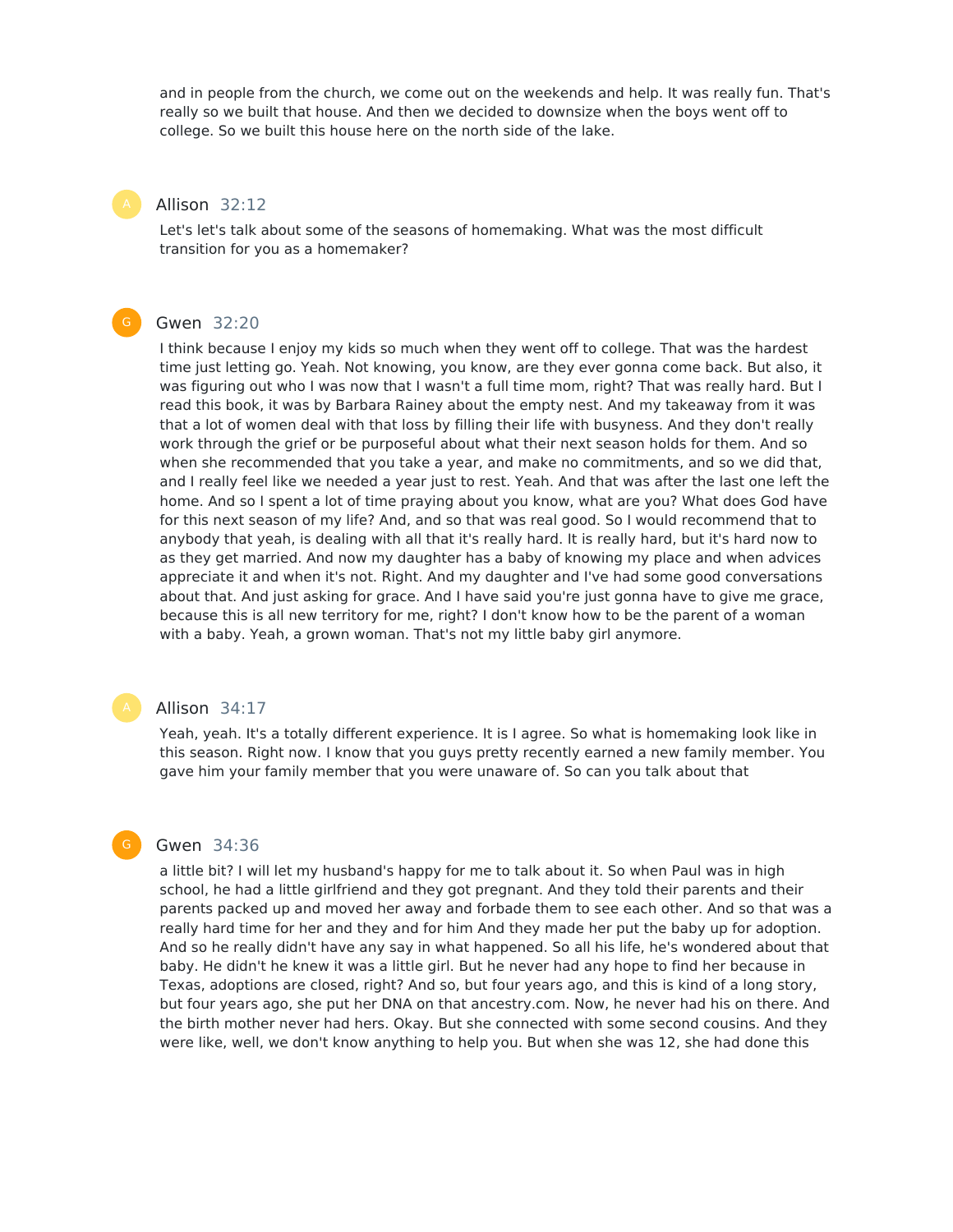and in people from the church, we come out on the weekends and help. It was really fun. That's really so we built that house. And then we decided to downsize when the boys went off to college. So we built this house here on the north side of the lake.

**Allison** 32:12

Let's let's talk about some of the seasons of homemaking. What was the most difficult transition for you as a homemaker?

**Gwen** 32:20

I think because I enjoy my kids so much when they went off to college. That was the hardest time just letting go. Yeah. Not knowing, you know, are they ever gonna come back. But also, it was figuring out who I was now that I wasn't a full time mom, right? That was really hard. But I read this book, it was by Barbara Rainey about the empty nest. And my takeaway from it was that a lot of women deal with that loss by filling their life with busyness. And they don't really work through the grief or be purposeful about what their next season holds for them. And so when she recommended that you take a year, and make no commitments, and so we did that, and I really feel like we needed a year just to rest. Yeah. And that was after the last one left the home. And so I spent a lot of time praying about you know, what are you? What does God have for this next season of my life? And, and so that was real good. So I would recommend that to anybody that yeah, is dealing with all that it's really hard. It is really hard, but it's hard now to as they get married. And now my daughter has a baby of knowing my place and when advices appreciate it and when it's not. Right. And my daughter and I've had some good conversations about that. And just asking for grace. And I have said you're just gonna have to give me grace, because this is all new territory for me, right? I don't know how to be the parent of a woman with a baby. Yeah, a grown woman. That's not my little baby girl anymore.

**Allison** 34:17

Yeah, yeah. It's a totally different experience. It is I agree. So what is homemaking look like in this season. Right now. I know that you guys pretty recently earned a new family member. You gave him your family member that you were unaware of. So can you talk about that

**Gwen** 34:36

a little bit? I will let my husband's happy for me to talk about it. So when Paul was in high school, he had a little girlfriend and they got pregnant. And they told their parents and their parents packed up and moved her away and forbade them to see each other. And so that was a really hard time for her and they and for him And they made her put the baby up for adoption. And so he really didn't have any say in what happened. So all his life, he's wondered about that baby. He didn't he knew it was a little girl. But he never had any hope to find her because in Texas, adoptions are closed, right? And so, but four years ago, and this is kind of a long story, but four years ago, she put her DNA on that ancestry.com. Now, he never had his on there. And the birth mother never had hers. Okay. But she connected with some second cousins. And they were like, well, we don't know anything to help you. But when she was 12, she had done this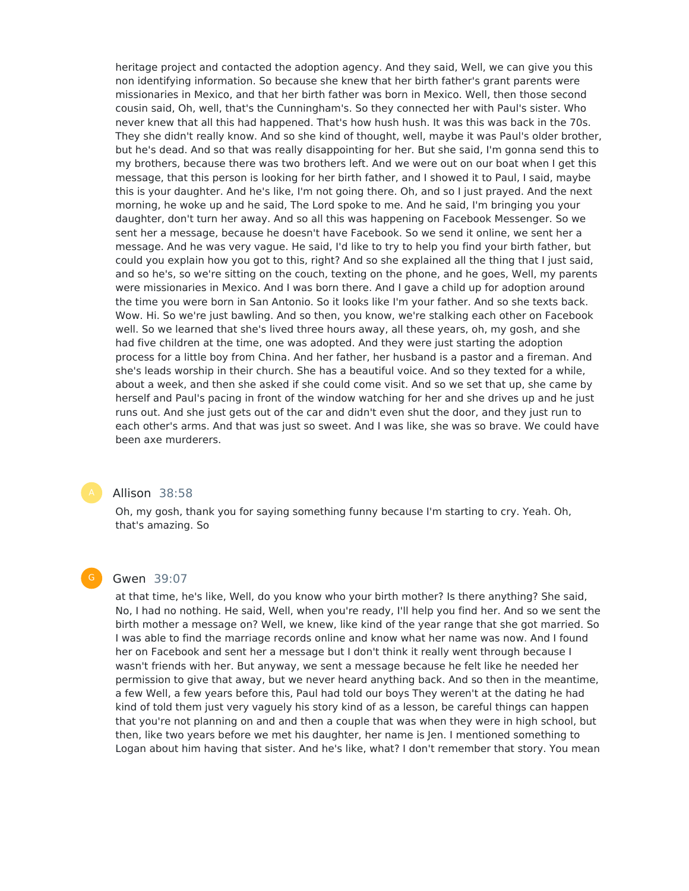heritage project and contacted the adoption agency. And they said, Well, we can give you this non identifying information. So because she knew that her birth father's grant parents were missionaries in Mexico, and that her birth father was born in Mexico. Well, then those second cousin said, Oh, well, that's the Cunningham's. So they connected her with Paul's sister. Who never knew that all this had happened. That's how hush hush. It was this was back in the 70s. They she didn't really know. And so she kind of thought, well, maybe it was Paul's older brother, but he's dead. And so that was really disappointing for her. But she said, I'm gonna send this to my brothers, because there was two brothers left. And we were out on our boat when I get this message, that this person is looking for her birth father, and I showed it to Paul, I said, maybe this is your daughter. And he's like, I'm not going there. Oh, and so I just prayed. And the next morning, he woke up and he said, The Lord spoke to me. And he said, I'm bringing you your daughter, don't turn her away. And so all this was happening on Facebook Messenger. So we sent her a message, because he doesn't have Facebook. So we send it online, we sent her a message. And he was very vague. He said, I'd like to try to help you find your birth father, but could you explain how you got to this, right? And so she explained all the thing that I just said, and so he's, so we're sitting on the couch, texting on the phone, and he goes, Well, my parents were missionaries in Mexico. And I was born there. And I gave a child up for adoption around the time you were born in San Antonio. So it looks like I'm your father. And so she texts back. Wow. Hi. So we're just bawling. And so then, you know, we're stalking each other on Facebook well. So we learned that she's lived three hours away, all these years, oh, my gosh, and she had five children at the time, one was adopted. And they were just starting the adoption process for a little boy from China. And her father, her husband is a pastor and a fireman. And she's leads worship in their church. She has a beautiful voice. And so they texted for a while, about a week, and then she asked if she could come visit. And so we set that up, she came by herself and Paul's pacing in front of the window watching for her and she drives up and he just runs out. And she just gets out of the car and didn't even shut the door, and they just run to each other's arms. And that was just so sweet. And I was like, she was so brave. We could have been axe murderers.

**Allison** 38:58

Oh, my gosh, thank you for saying something funny because I'm starting to cry. Yeah. Oh, that's amazing. So

**Gwen** 39:07

at that time, he's like, Well, do you know who your birth mother? Is there anything? She said, No, I had no nothing. He said, Well, when you're ready, I'll help you find her. And so we sent the birth mother a message on? Well, we knew, like kind of the year range that she got married. So I was able to find the marriage records online and know what her name was now. And I found her on Facebook and sent her a message but I don't think it really went through because I wasn't friends with her. But anyway, we sent a message because he felt like he needed her permission to give that away, but we never heard anything back. And so then in the meantime, a few Well, a few years before this, Paul had told our boys They weren't at the dating he had kind of told them just very vaguely his story kind of as a lesson, be careful things can happen that you're not planning on and and then a couple that was when they were in high school, but then, like two years before we met his daughter, her name is Jen. I mentioned something to Logan about him having that sister. And he's like, what? I don't remember that story. You mean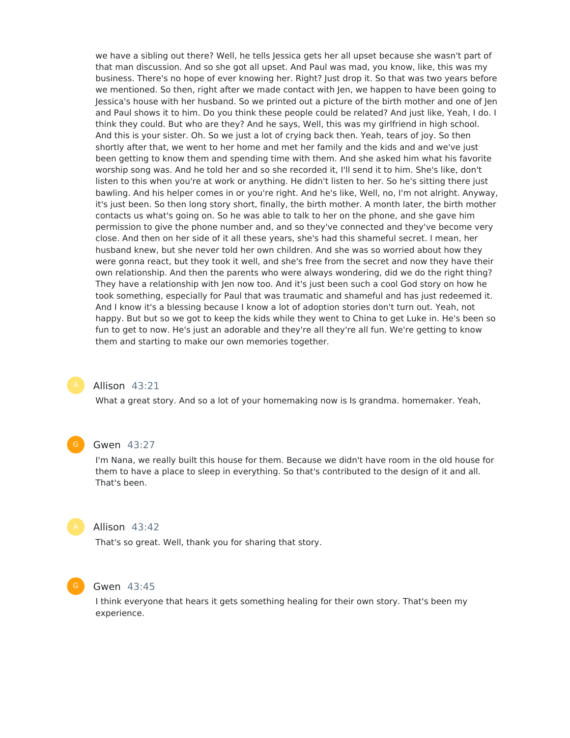we have a sibling out there? Well, he tells Jessica gets her all upset because she wasn't part of that man discussion. And so she got all upset. And Paul was mad, you know, like, this was my business. There's no hope of ever knowing her. Right? Just drop it. So that was two years before we mentioned. So then, right after we made contact with Jen, we happen to have been going to Jessica's house with her husband. So we printed out a picture of the birth mother and one of Jen and Paul shows it to him. Do you think these people could be related? And just like, Yeah, I do. I think they could. But who are they? And he says, Well, this was my girlfriend in high school. And this is your sister. Oh. So we just a lot of crying back then. Yeah, tears of joy. So then shortly after that, we went to her home and met her family and the kids and and we've just been getting to know them and spending time with them. And she asked him what his favorite worship song was. And he told her and so she recorded it, I'll send it to him. She's like, don't listen to this when you're at work or anything. He didn't listen to her. So he's sitting there just bawling. And his helper comes in or you're right. And he's like, Well, no, I'm not alright. Anyway, it's just been. So then long story short, finally, the birth mother. A month later, the birth mother contacts us what's going on. So he was able to talk to her on the phone, and she gave him permission to give the phone number and, and so they've connected and they've become very close. And then on her side of it all these years, she's had this shameful secret. I mean, her husband knew, but she never told her own children. And she was so worried about how they were gonna react, but they took it well, and she's free from the secret and now they have their own relationship. And then the parents who were always wondering, did we do the right thing? They have a relationship with Jen now too. And it's just been such a cool God story on how he took something, especially for Paul that was traumatic and shameful and has just redeemed it. And I know it's a blessing because I know a lot of adoption stories don't turn out. Yeah, not happy. But but so we got to keep the kids while they went to China to get Luke in. He's been so fun to get to now. He's just an adorable and they're all they're all fun. We're getting to know them and starting to make our own memories together.

**Allison** 43:21

What a great story. And so a lot of your homemaking now is Is grandma. homemaker. Yeah,

**Gwen** 43:27

I'm Nana, we really built this house for them. Because we didn't have room in the old house for them to have a place to sleep in everything. So that's contributed to the design of it and all. That's been.

**Allison** 43:42

That's so great. Well, thank you for sharing that story.

**Gwen** 43:45

I think everyone that hears it gets something healing for their own story. That's been my experience.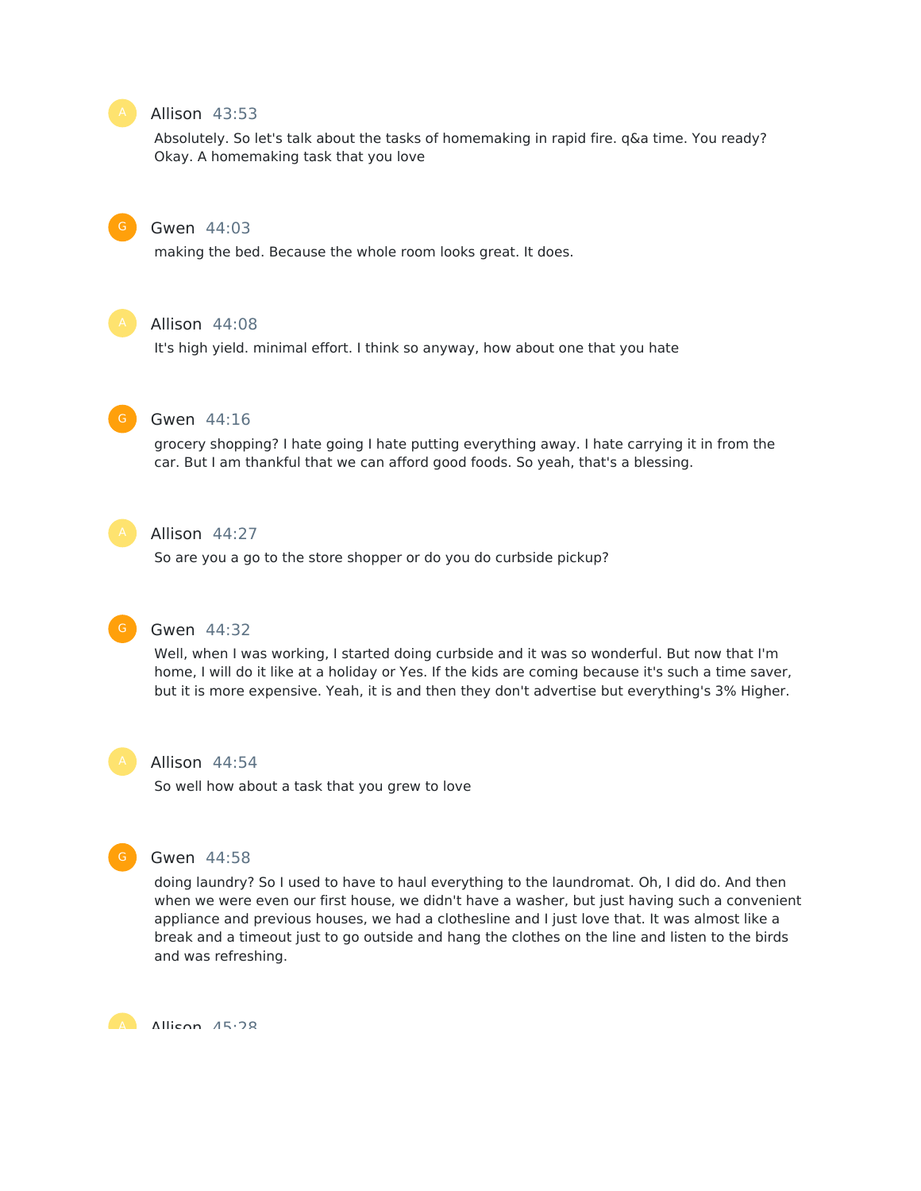Allison 43:53

Absolutely. So let's talk about the tasks of homemaking in rapid fire. q&a time. You ready? Okay. A homemaking task that you love

Gwen 44:03

making the bed. Because the whole room looks great. It does.

Allison 44:08

It's high yield. minimal effort. I think so anyway, how about one that you hate

Gwen 44:16

grocery shopping? I hate going I hate putting everything away. I hate carrying it in from the car. But I am thankful that we can afford good foods. So yeah, that's a blessing.

Allison 44:27

So are you a go to the store shopper or do you do curbside pickup?

Gwen 44:32

Well, when I was working, I started doing curbside and it was so wonderful. But now that I'm home, I will do it like at a holiday or Yes. If the kids are coming because it's such a time saver, but it is more expensive. Yeah, it is and then they don't advertise but everything's 3% Higher.

Allison 44:54

So well how about a task that you grew to love

Gwen 44:58

doing laundry? So I used to have to haul everything to the laundromat. Oh, I did do. And then when we were even our first house, we didn't have a washer, but just having such a convenient appliance and previous houses, we had a clothesline and I just love that. It was almost like a break and a timeout just to go outside and hang the clothes on the line and listen to the birds and was refreshing.

Allison 45:28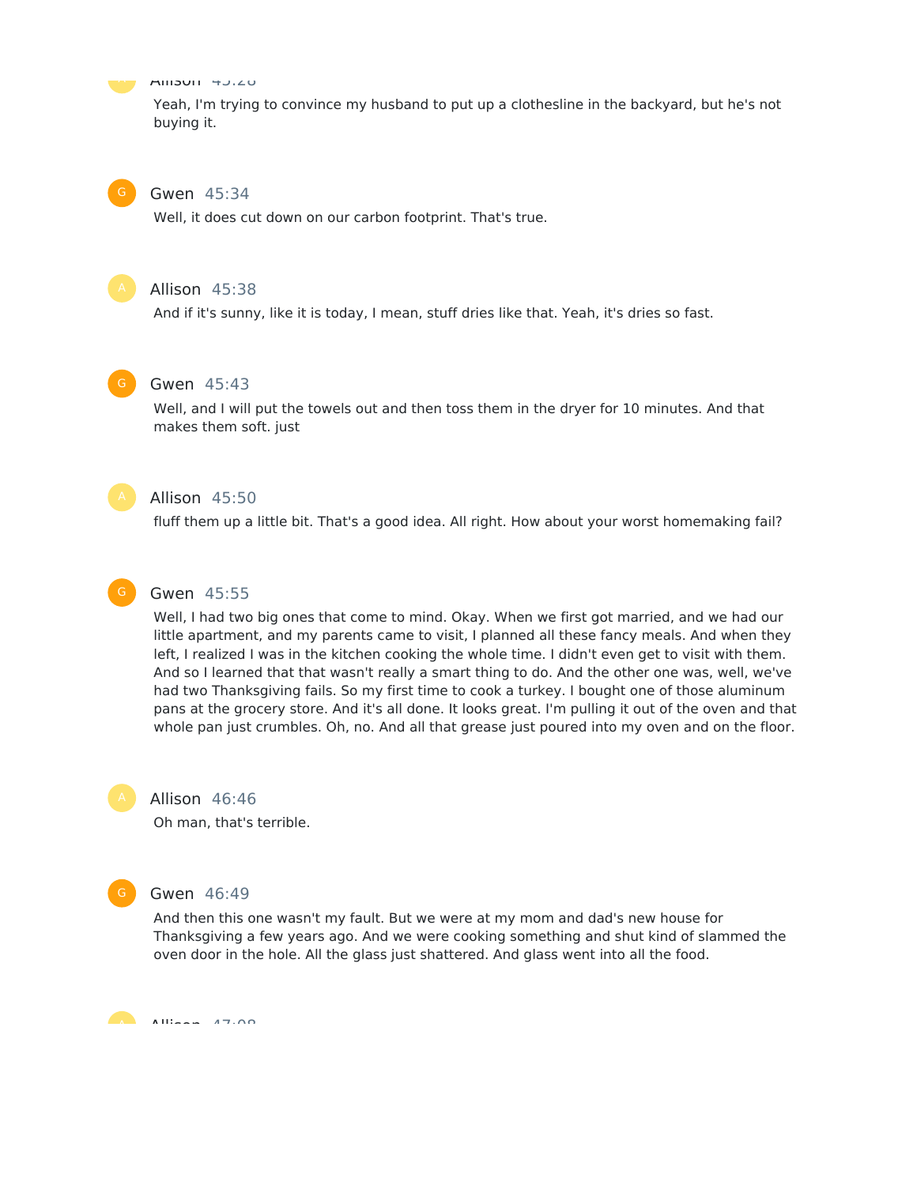Allison 45:28

Yeah, I'm trying to convince my husband to put up a clothesline in the backyard, but he's not buying it.

Gwen 45:34

Well, it does cut down on our carbon footprint. That's true.

Allison 45:38

And if it's sunny, like it is today, I mean, stuff dries like that. Yeah, it's dries so fast.

Gwen 45:43

Well, and I will put the towels out and then toss them in the dryer for 10 minutes. And that makes them soft. just

Allison 45:50

fluff them up a little bit. That's a good idea. All right. How about your worst homemaking fail?

Gwen 45:55

Well, I had two big ones that come to mind. Okay. When we first got married, and we had our little apartment, and my parents came to visit, I planned all these fancy meals. And when they left, I realized I was in the kitchen cooking the whole time. I didn't even get to visit with them. And so I learned that that wasn't really a smart thing to do. And the other one was, well, we've had two Thanksgiving fails. So my first time to cook a turkey. I bought one of those aluminum pans at the grocery store. And it's all done. It looks great. I'm pulling it out of the oven and that whole pan just crumbles. Oh, no. And all that grease just poured into my oven and on the floor.

Allison 46:46

Oh man, that's terrible.

Gwen 46:49

And then this one wasn't my fault. But we were at my mom and dad's new house for Thanksgiving a few years ago. And we were cooking something and shut kind of slammed the oven door in the hole. All the glass just shattered. And glass went into all the food.

Allison 47:08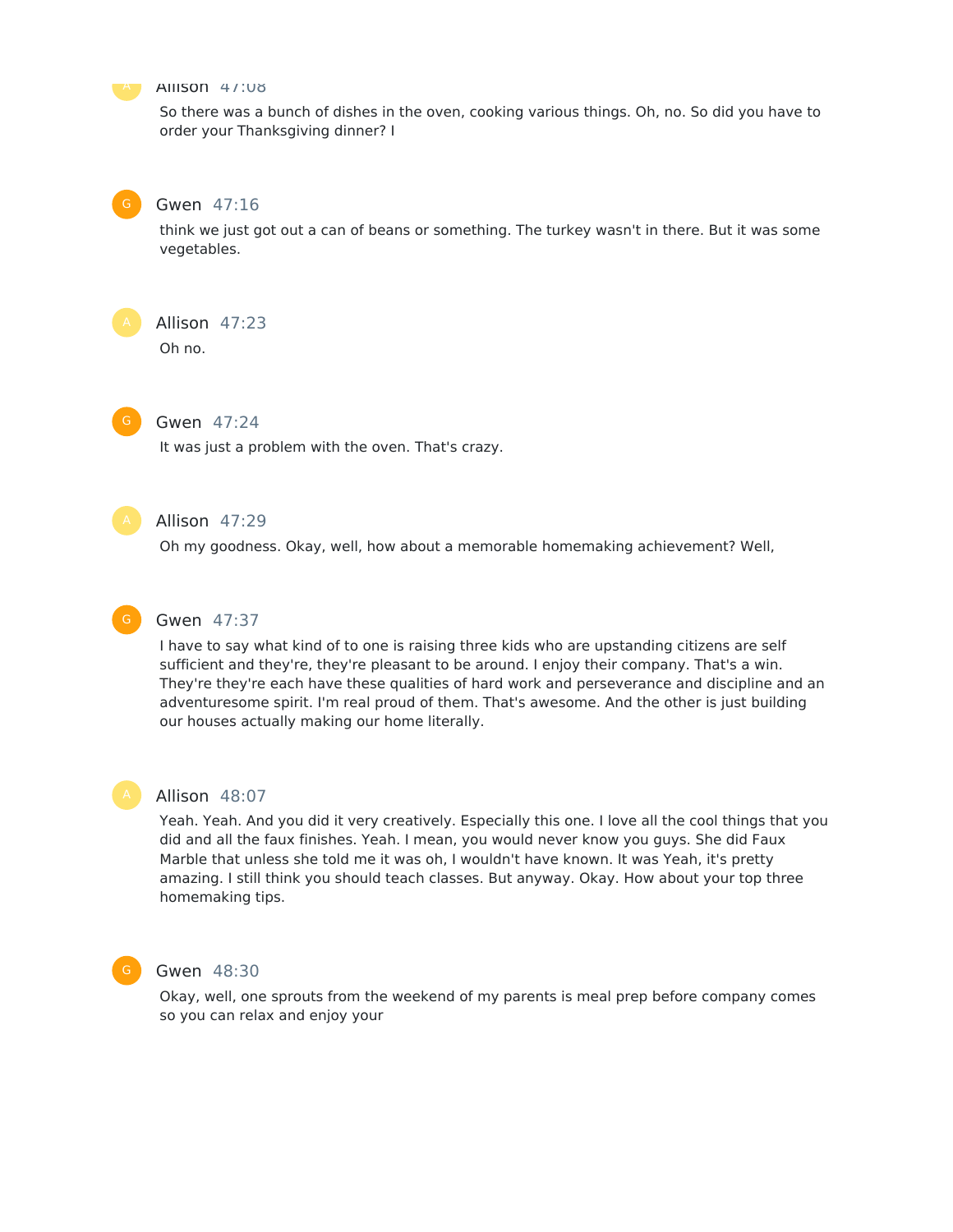Allison 47:08

So there was a bunch of dishes in the oven, cooking various things. Oh, no. So did you have to order your Thanksgiving dinner? I

Gwen 47:16

think we just got out a can of beans or something. The turkey wasn't in there. But it was some vegetables.

Allison 47:23

Oh no.

Gwen 47:24

It was just a problem with the oven. That's crazy.

Allison 47:29

Oh my goodness. Okay, well, how about a memorable homemaking achievement? Well,

Gwen 47:37

I have to say what kind of to one is raising three kids who are upstanding citizens are self sufficient and they're, they're pleasant to be around. I enjoy their company. That's a win. They're they're each have these qualities of hard work and perseverance and discipline and an adventuresome spirit. I'm real proud of them. That's awesome. And the other is just building our houses actually making our home literally.

Allison 48:07

Yeah. Yeah. And you did it very creatively. Especially this one. I love all the cool things that you did and all the faux finishes. Yeah. I mean, you would never know you guys. She did Faux Marble that unless she told me it was oh, I wouldn't have known. It was Yeah, it's pretty amazing. I still think you should teach classes. But anyway. Okay. How about your top three homemaking tips.

Gwen 48:30

Okay, well, one sprouts from the weekend of my parents is meal prep before company comes so you can relax and enjoy your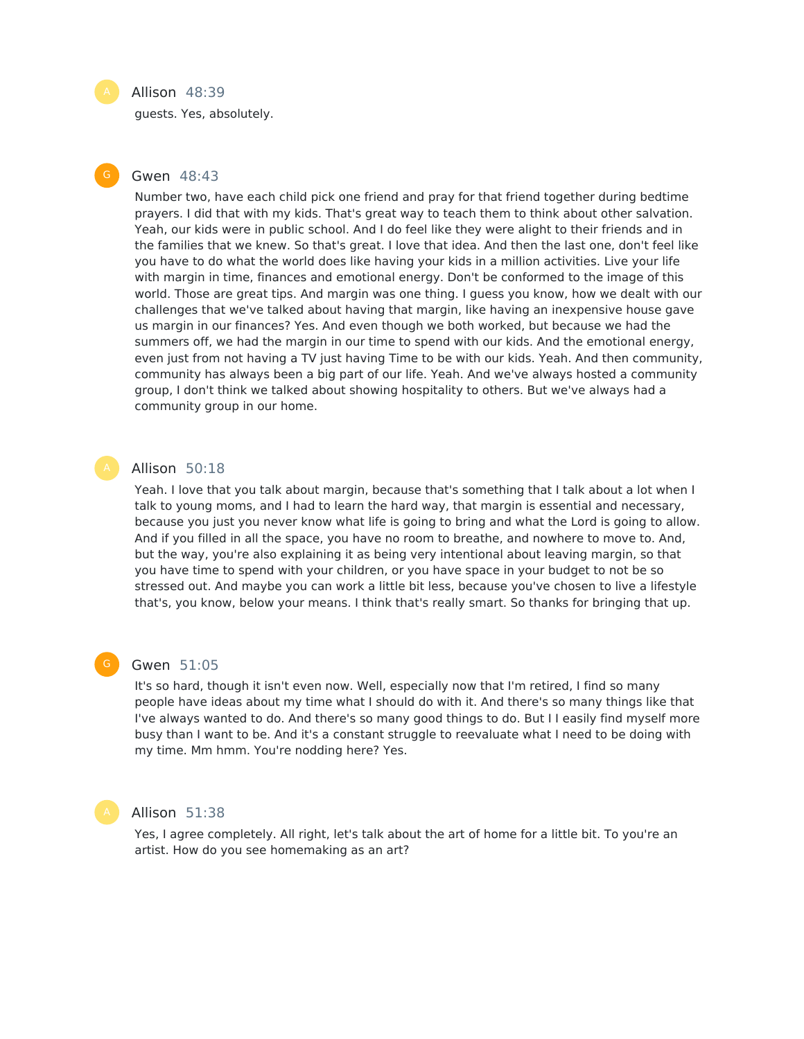**Allison** 48:39

guests. Yes, absolutely.

**Gwen** 48:43

Number two, have each child pick one friend and pray for that friend together during bedtime prayers. I did that with my kids. That's great way to teach them to think about other salvation. Yeah, our kids were in public school. And I do feel like they were alight to their friends and in the families that we knew. So that's great. I love that idea. And then the last one, don't feel like you have to do what the world does like having your kids in a million activities. Live your life with margin in time, finances and emotional energy. Don't be conformed to the image of this world. Those are great tips. And margin was one thing. I guess you know, how we dealt with our challenges that we've talked about having that margin, like having an inexpensive house gave us margin in our finances? Yes. And even though we both worked, but because we had the summers off, we had the margin in our time to spend with our kids. And the emotional energy, even just from not having a TV just having Time to be with our kids. Yeah. And then community, community has always been a big part of our life. Yeah. And we've always hosted a community group, I don't think we talked about showing hospitality to others. But we've always had a community group in our home.

**Allison** 50:18

Yeah. I love that you talk about margin, because that's something that I talk about a lot when I talk to young moms, and I had to learn the hard way, that margin is essential and necessary, because you just you never know what life is going to bring and what the Lord is going to allow. And if you filled in all the space, you have no room to breathe, and nowhere to move to. And, but the way, you're also explaining it as being very intentional about leaving margin, so that you have time to spend with your children, or you have space in your budget to not be so stressed out. And maybe you can work a little bit less, because you've chosen to live a lifestyle that's, you know, below your means. I think that's really smart. So thanks for bringing that up.

**Gwen** 51:05

It's so hard, though it isn't even now. Well, especially now that I'm retired, I find so many people have ideas about my time what I should do with it. And there's so many things like that I've always wanted to do. And there's so many good things to do. But I I easily find myself more busy than I want to be. And it's a constant struggle to reevaluate what I need to be doing with my time. Mm hmm. You're nodding here? Yes.

**Allison** 51:38

Yes, I agree completely. All right, let's talk about the art of home for a little bit. To you're an artist. How do you see homemaking as an art?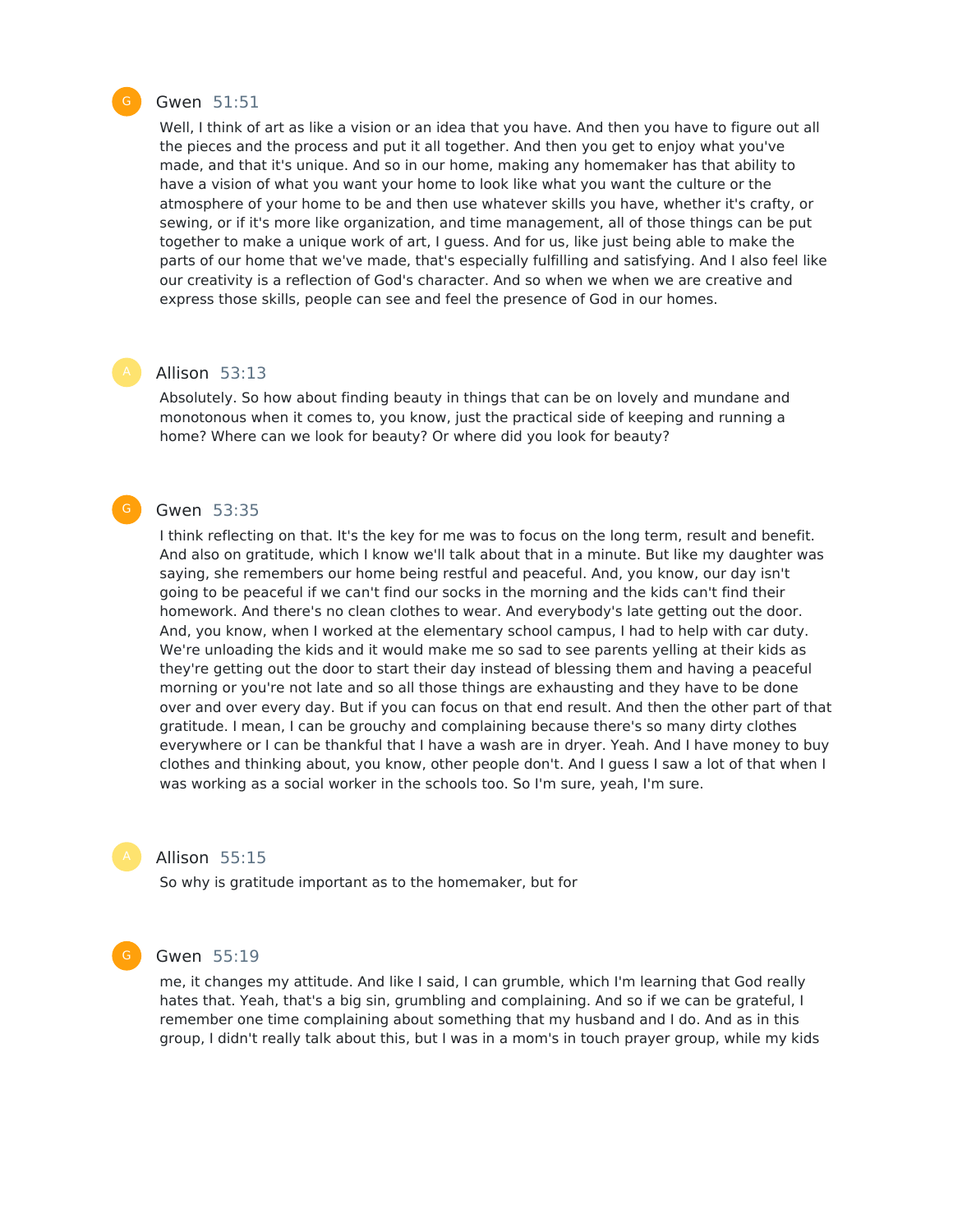**Gwen** 51:51

Well, I think of art as like a vision or an idea that you have. And then you have to figure out all the pieces and the process and put it all together. And then you get to enjoy what you've made, and that it's unique. And so in our home, making any homemaker has that ability to have a vision of what you want your home to look like what you want the culture or the atmosphere of your home to be and then use whatever skills you have, whether it's crafty, or sewing, or if it's more like organization, and time management, all of those things can be put together to make a unique work of art, I guess. And for us, like just being able to make the parts of our home that we've made, that's especially fulfilling and satisfying. And I also feel like our creativity is a reflection of God's character. And so when we when we are creative and express those skills, people can see and feel the presence of God in our homes.

**Allison** 53:13

Absolutely. So how about finding beauty in things that can be on lovely and mundane and monotonous when it comes to, you know, just the practical side of keeping and running a home? Where can we look for beauty? Or where did you look for beauty?

**Gwen** 53:35

I think reflecting on that. It's the key for me was to focus on the long term, result and benefit. And also on gratitude, which I know we'll talk about that in a minute. But like my daughter was saying, she remembers our home being restful and peaceful. And, you know, our day isn't going to be peaceful if we can't find our socks in the morning and the kids can't find their homework. And there's no clean clothes to wear. And everybody's late getting out the door. And, you know, when I worked at the elementary school campus, I had to help with car duty. We're unloading the kids and it would make me so sad to see parents yelling at their kids as they're getting out the door to start their day instead of blessing them and having a peaceful morning or you're not late and so all those things are exhausting and they have to be done over and over every day. But if you can focus on that end result. And then the other part of that gratitude. I mean, I can be grouchy and complaining because there's so many dirty clothes everywhere or I can be thankful that I have a wash are in dryer. Yeah. And I have money to buy clothes and thinking about, you know, other people don't. And I guess I saw a lot of that when I was working as a social worker in the schools too. So I'm sure, yeah, I'm sure.

**Allison** 55:15

So why is gratitude important as to the homemaker, but for

**Gwen** 55:19

me, it changes my attitude. And like I said, I can grumble, which I'm learning that God really hates that. Yeah, that's a big sin, grumbling and complaining. And so if we can be grateful, I remember one time complaining about something that my husband and I do. And as in this group, I didn't really talk about this, but I was in a mom's in touch prayer group, while my kids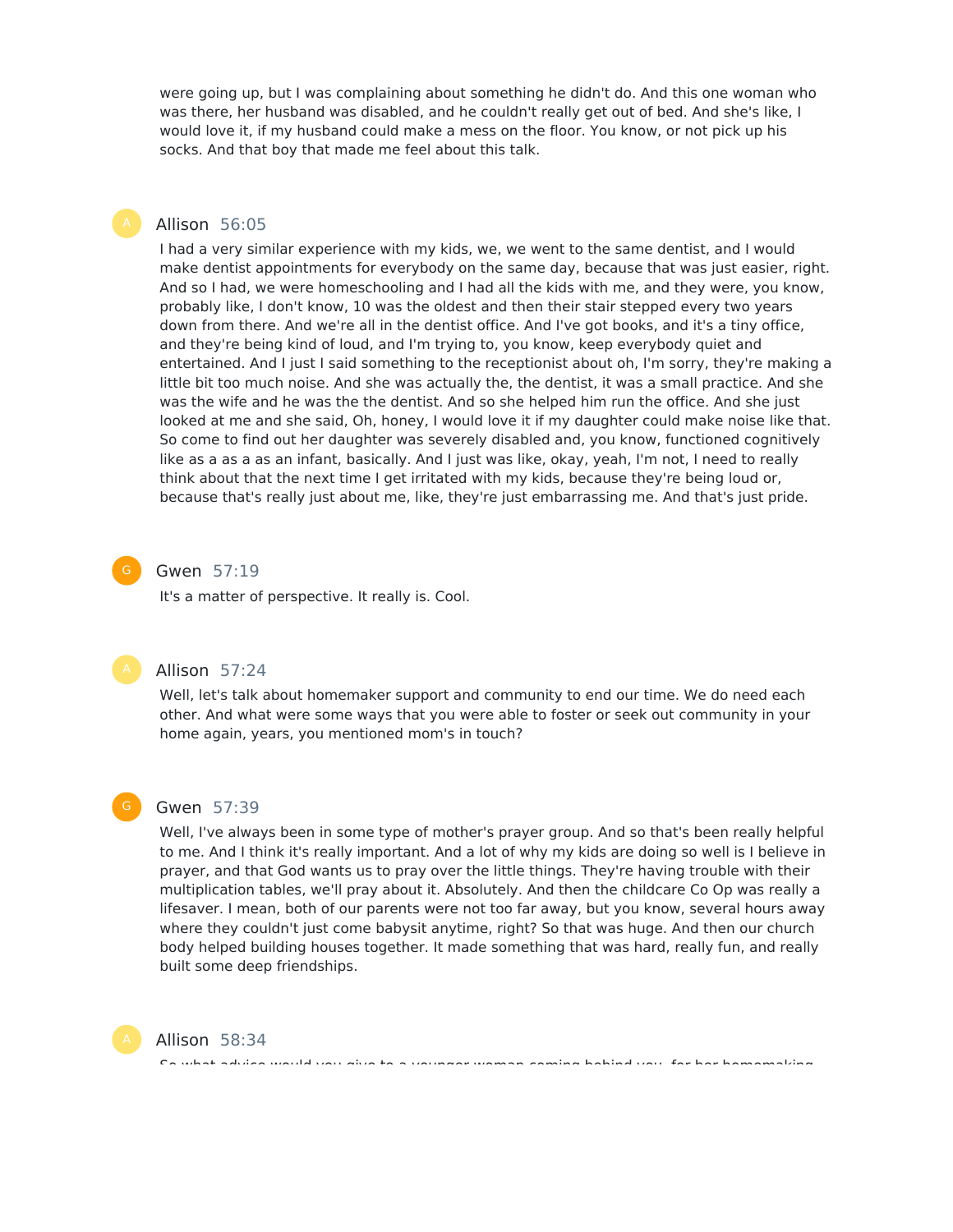were going up, but I was complaining about something he didn't do. And this one woman who was there, her husband was disabled, and he couldn't really get out of bed. And she's like, I would love it, if my husband could make a mess on the floor. You know, or not pick up his socks. And that boy that made me feel about this talk.

**Allison** 56:05

I had a very similar experience with my kids, we, we went to the same dentist, and I would make dentist appointments for everybody on the same day, because that was just easier, right. And so I had, we were homeschooling and I had all the kids with me, and they were, you know, probably like, I don't know, 10 was the oldest and then their stair stepped every two years down from there. And we're all in the dentist office. And I've got books, and it's a tiny office, and they're being kind of loud, and I'm trying to, you know, keep everybody quiet and entertained. And I just I said something to the receptionist about oh, I'm sorry, they're making a little bit too much noise. And she was actually the, the dentist, it was a small practice. And she was the wife and he was the the dentist. And so she helped him run the office. And she just looked at me and she said, Oh, honey, I would love it if my daughter could make noise like that. So come to find out her daughter was severely disabled and, you know, functioned cognitively like as a as a as an infant, basically. And I just was like, okay, yeah, I'm not, I need to really think about that the next time I get irritated with my kids, because they're being loud or, because that's really just about me, like, they're just embarrassing me. And that's just pride.

**Gwen** 57:19

It's a matter of perspective. It really is. Cool.

**Allison** 57:24

Well, let's talk about homemaker support and community to end our time. We do need each other. And what were some ways that you were able to foster or seek out community in your home again, years, you mentioned mom's in touch?

**Gwen** 57:39

Well, I've always been in some type of mother's prayer group. And so that's been really helpful to me. And I think it's really important. And a lot of why my kids are doing so well is I believe in prayer, and that God wants us to pray over the little things. They're having trouble with their multiplication tables, we'll pray about it. Absolutely. And then the childcare Co Op was really a lifesaver. I mean, both of our parents were not too far away, but you know, several hours away where they couldn't just come babysit anytime, right? So that was huge. And then our church body helped building houses together. It made something that was hard, really fun, and really built some deep friendships.

**Allison** 58:34

So what advice would you give to a younger woman coming behind you, for her homemaking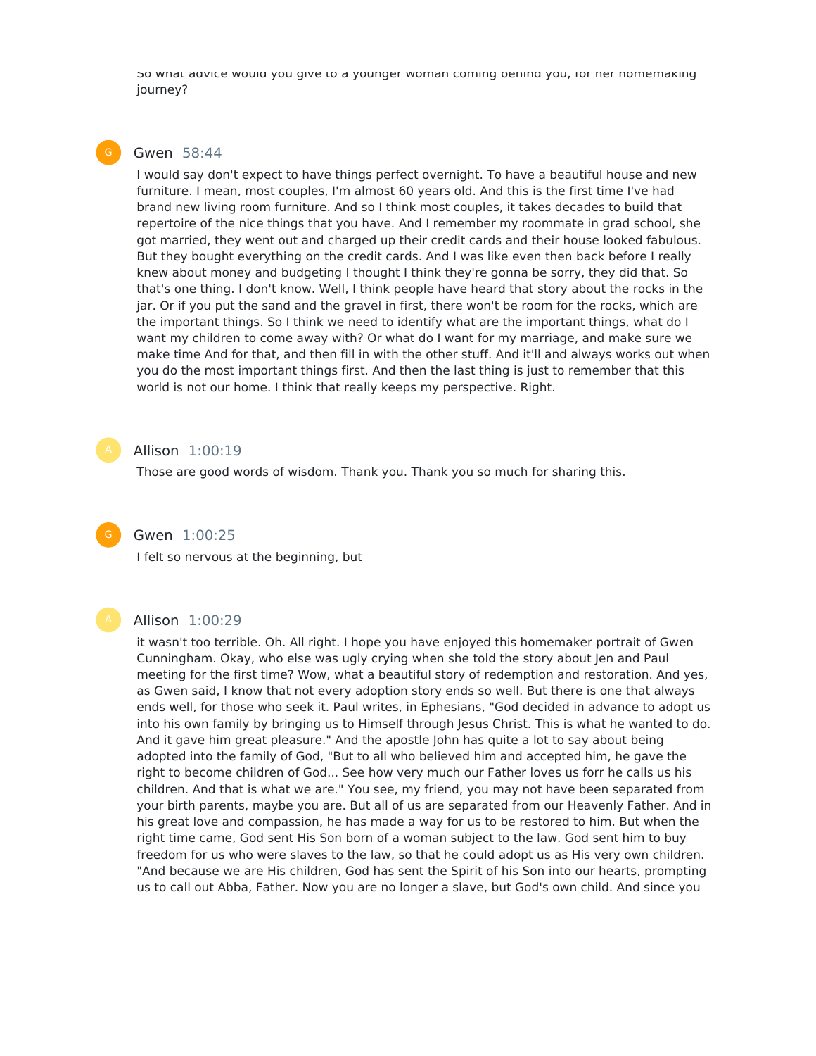So what advice would you give to a younger woman coming behind you, for her homemaking journey?

**Gwen** 58:44

I would say don't expect to have things perfect overnight. To have a beautiful house and new furniture. I mean, most couples, I'm almost 60 years old. And this is the first time I've had brand new living room furniture. And so I think most couples, it takes decades to build that repertoire of the nice things that you have. And I remember my roommate in grad school, she got married, they went out and charged up their credit cards and their house looked fabulous. But they bought everything on the credit cards. And I was like even then back before I really knew about money and budgeting I thought I think they're gonna be sorry, they did that. So that's one thing. I don't know. Well, I think people have heard that story about the rocks in the jar. Or if you put the sand and the gravel in first, there won't be room for the rocks, which are the important things. So I think we need to identify what are the important things, what do I want my children to come away with? Or what do I want for my marriage, and make sure we make time And for that, and then fill in with the other stuff. And it'll and always works out when you do the most important things first. And then the last thing is just to remember that this world is not our home. I think that really keeps my perspective. Right.

**Allison** 1:00:19

Those are good words of wisdom. Thank you. Thank you so much for sharing this.

**Gwen** 1:00:25

I felt so nervous at the beginning, but

**Allison** 1:00:29

it wasn't too terrible. Oh. All right. I hope you have enjoyed this homemaker portrait of Gwen Cunningham. Okay, who else was ugly crying when she told the story about Jen and Paul meeting for the first time? Wow, what a beautiful story of redemption and restoration. And yes, as Gwen said, I know that not every adoption story ends so well. But there is one that always ends well, for those who seek it. Paul writes, in Ephesians, "God decided in advance to adopt us into his own family by bringing us to Himself through Jesus Christ. This is what he wanted to do. And it gave him great pleasure." And the apostle John has quite a lot to say about being adopted into the family of God, "But to all who believed him and accepted him, he gave the right to become children of God... See how very much our Father loves us forr he calls us his children. And that is what we are." You see, my friend, you may not have been separated from your birth parents, maybe you are. But all of us are separated from our Heavenly Father. And in his great love and compassion, he has made a way for us to be restored to him. But when the right time came, God sent His Son born of a woman subject to the law. God sent him to buy freedom for us who were slaves to the law, so that he could adopt us as His very own children. "And because we are His children, God has sent the Spirit of his Son into our hearts, prompting us to call out Abba, Father. Now you are no longer a slave, but God's own child. And since you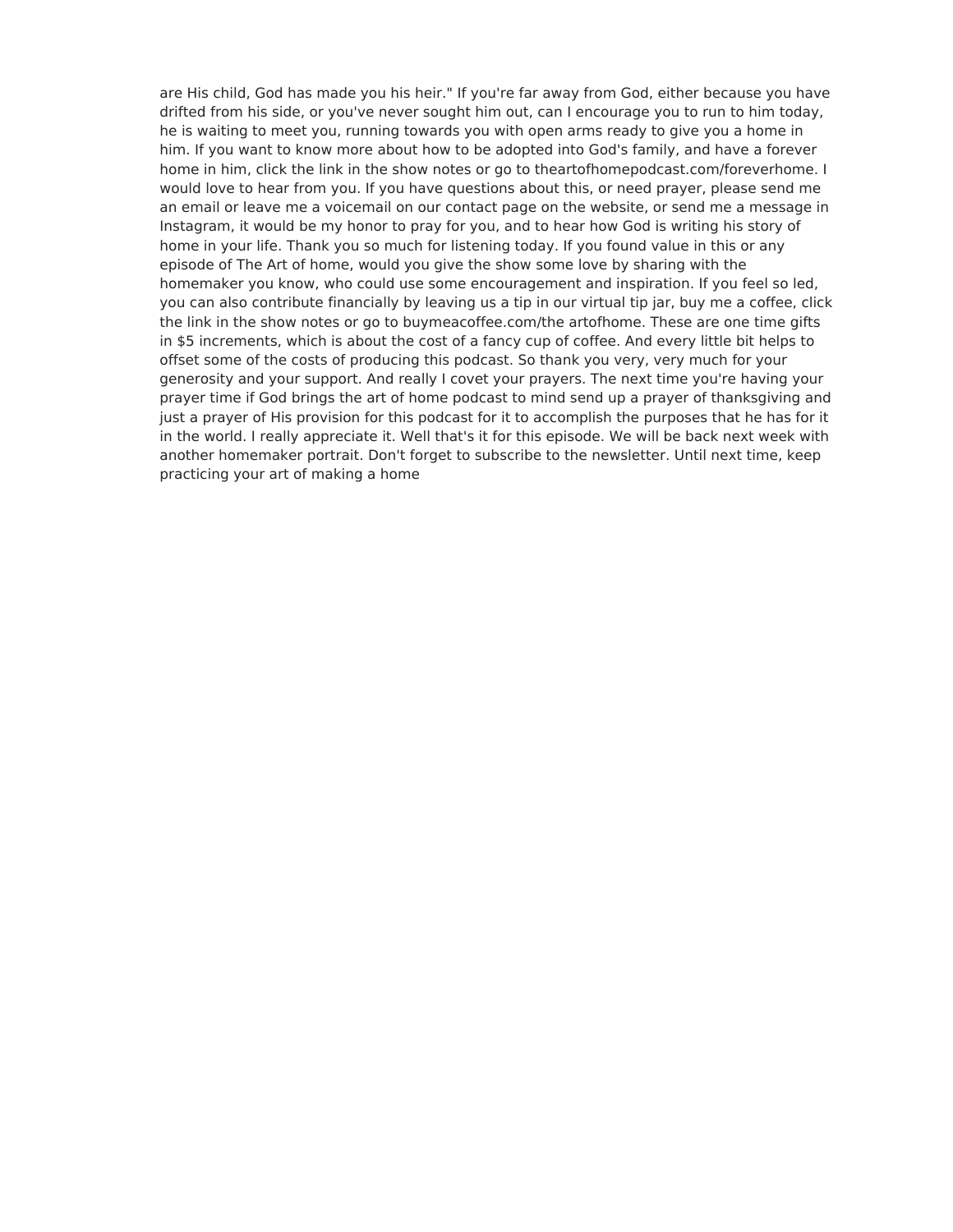are His child, God has made you his heir." If you're far away from God, either because you have drifted from his side, or you've never sought him out, can I encourage you to run to him today, he is waiting to meet you, running towards you with open arms ready to give you a home in him. If you want to know more about how to be adopted into God's family, and have a forever home in him, click the link in the show notes or go to theartofhomepodcast.com/foreverhome. I would love to hear from you. If you have questions about this, or need prayer, please send me an email or leave me a voicemail on our contact page on the website, or send me a message in Instagram, it would be my honor to pray for you, and to hear how God is writing his story of home in your life. Thank you so much for listening today. If you found value in this or any episode of The Art of home, would you give the show some love by sharing with the homemaker you know, who could use some encouragement and inspiration. If you feel so led, you can also contribute financially by leaving us a tip in our virtual tip jar, buy me a coffee, click the link in the show notes or go to buymeacoffee.com/the artofhome. These are one time gifts in $5 increments, which is about the cost of a fancy cup of coffee. And every little bit helps to offset some of the costs of producing this podcast. So thank you very, very much for your generosity and your support. And really I covet your prayers. The next time you're having your prayer time if God brings the art of home podcast to mind send up a prayer of thanksgiving and just a prayer of His provision for this podcast for it to accomplish the purposes that he has for it in the world. I really appreciate it. Well that's it for this episode. We will be back next week with another homemaker portrait. Don't forget to subscribe to the newsletter. Until next time, keep practicing your art of making a home